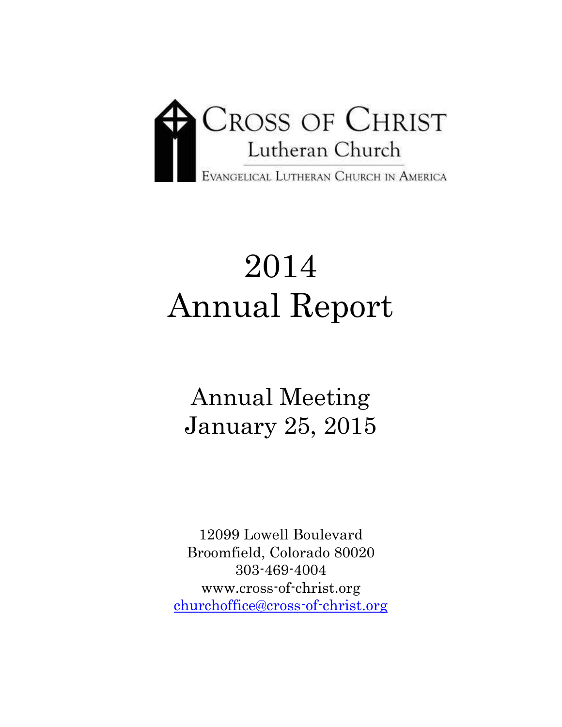# Cross of Christ

## Lutheran Church

Evangelical Lutheran Church in America

# 2014 Annual Report

## Annual Meeting January 25, 2015

12099 Lowell Boulevard
Broomfield, Colorado 80020
303-469-4004
www.cross-of-christ.org
churchoffice@cross-of-christ.org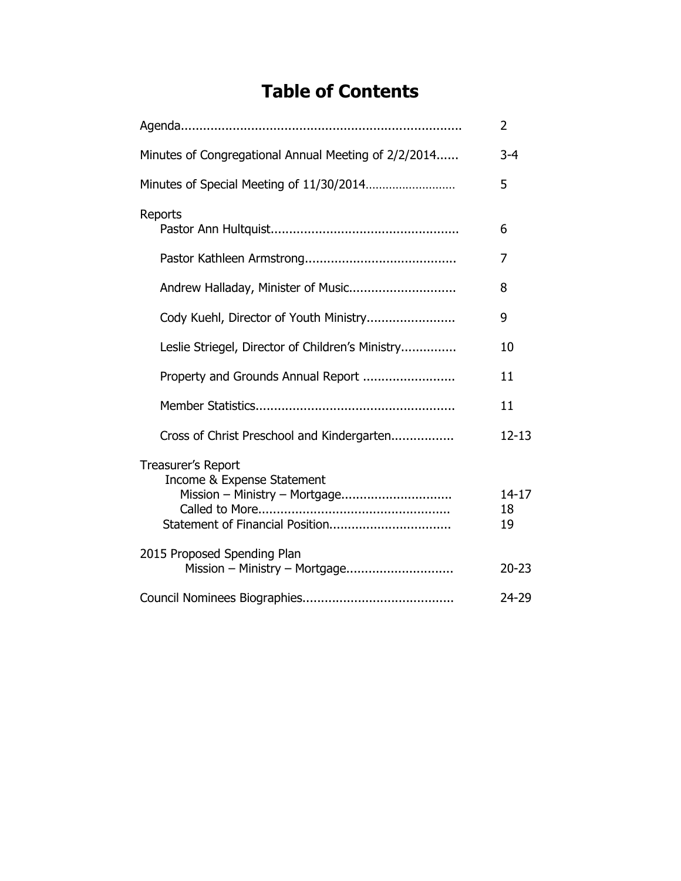# Table of Contents

| | |
|---|---|
| Agenda | 2 |
| Minutes of Congregational Annual Meeting of 2/2/2014 | 3-4 |
| Minutes of Special Meeting of 11/30/2014 | 5 |
| Reports | |
| Pastor Ann Hultquist | 6 |
| Pastor Kathleen Armstrong | 7 |
| Andrew Halladay, Minister of Music | 8 |
| Cody Kuehl, Director of Youth Ministry | 9 |
| Leslie Striegel, Director of Children's Ministry | 10 |
| Property and Grounds Annual Report | 11 |
| Member Statistics | 11 |
| Cross of Christ Preschool and Kindergarten | 12-13 |
| Treasurer's Report | |
| Income & Expense Statement | |
| Mission – Ministry – Mortgage | 14-17 |
| Called to More | 18 |
| Statement of Financial Position | 19 |
| 2015 Proposed Spending Plan | |
| Mission – Ministry – Mortgage | 20-23 |
| Council Nominees Biographies | 24-29 |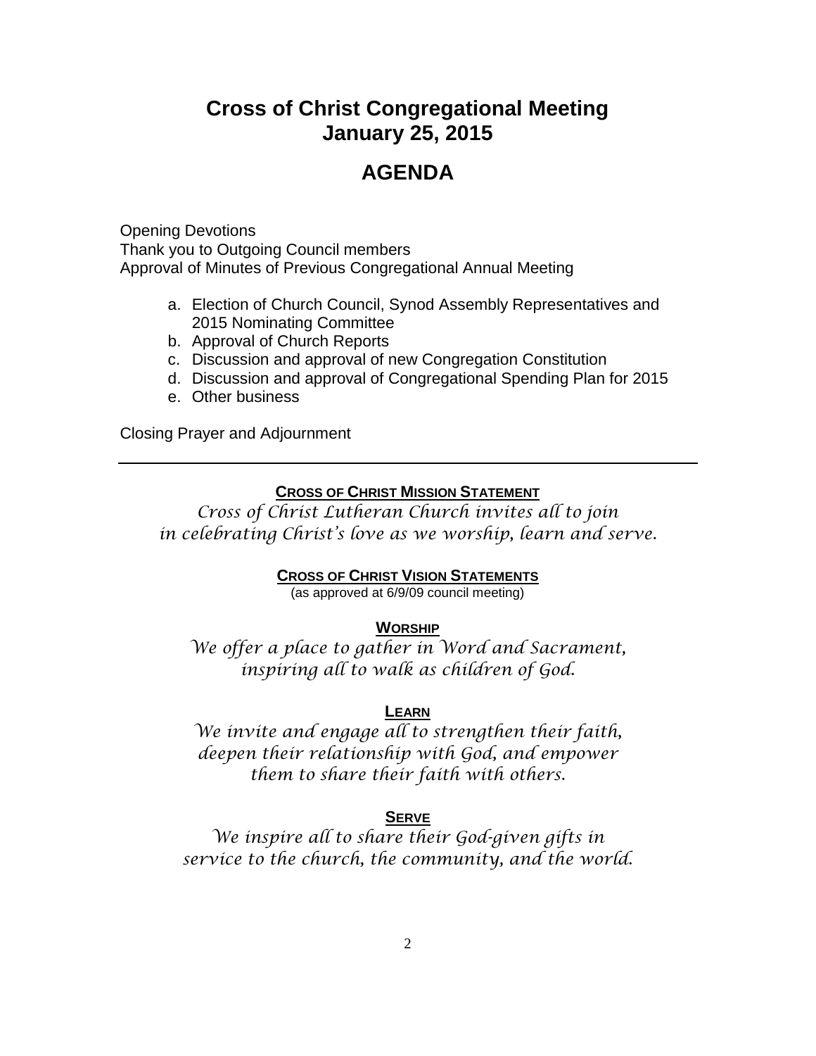# Cross of Christ Congregational Meeting
# January 25, 2015

## AGENDA

Opening Devotions
Thank you to Outgoing Council members
Approval of Minutes of Previous Congregational Annual Meeting

a. Election of Church Council, Synod Assembly Representatives and 2015 Nominating Committee
b. Approval of Church Reports
c. Discussion and approval of new Congregation Constitution
d. Discussion and approval of Congregational Spending Plan for 2015
e. Other business

Closing Prayer and Adjournment

---

**CROSS OF CHRIST MISSION STATEMENT**

*Cross of Christ Lutheran Church invites all to join in celebrating Christ's love as we worship, learn and serve.*

**CROSS OF CHRIST VISION STATEMENTS**

(as approved at 6/9/09 council meeting)

**WORSHIP**

*We offer a place to gather in Word and Sacrament, inspiring all to walk as children of God.*

**LEARN**

*We invite and engage all to strengthen their faith, deepen their relationship with God, and empower them to share their faith with others.*

**SERVE**

*We inspire all to share their God-given gifts in service to the church, the community, and the world.*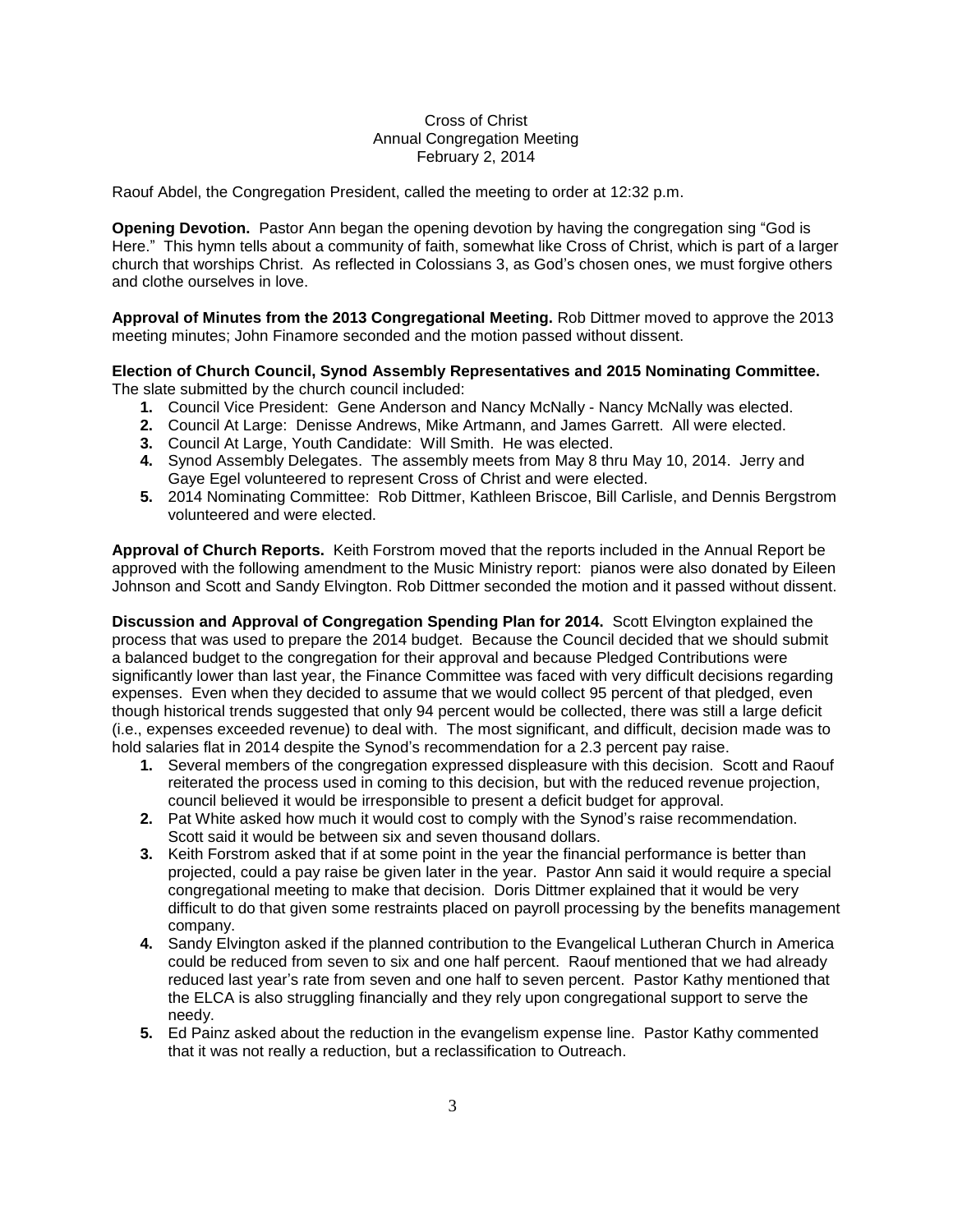Cross of Christ
Annual Congregation Meeting
February 2, 2014

Raouf Abdel, the Congregation President, called the meeting to order at 12:32 p.m.

**Opening Devotion.** Pastor Ann began the opening devotion by having the congregation sing "God is Here." This hymn tells about a community of faith, somewhat like Cross of Christ, which is part of a larger church that worships Christ. As reflected in Colossians 3, as God's chosen ones, we must forgive others and clothe ourselves in love.

**Approval of Minutes from the 2013 Congregational Meeting.** Rob Dittmer moved to approve the 2013 meeting minutes; John Finamore seconded and the motion passed without dissent.

**Election of Church Council, Synod Assembly Representatives and 2015 Nominating Committee.** The slate submitted by the church council included:

1. Council Vice President: Gene Anderson and Nancy McNally - Nancy McNally was elected.
2. Council At Large: Denisse Andrews, Mike Artmann, and James Garrett. All were elected.
3. Council At Large, Youth Candidate: Will Smith. He was elected.
4. Synod Assembly Delegates. The assembly meets from May 8 thru May 10, 2014. Jerry and Gaye Egel volunteered to represent Cross of Christ and were elected.
5. 2014 Nominating Committee: Rob Dittmer, Kathleen Briscoe, Bill Carlisle, and Dennis Bergstrom volunteered and were elected.

**Approval of Church Reports.** Keith Forstrom moved that the reports included in the Annual Report be approved with the following amendment to the Music Ministry report: pianos were also donated by Eileen Johnson and Scott and Sandy Elvington. Rob Dittmer seconded the motion and it passed without dissent.

**Discussion and Approval of Congregation Spending Plan for 2014.** Scott Elvington explained the process that was used to prepare the 2014 budget. Because the Council decided that we should submit a balanced budget to the congregation for their approval and because Pledged Contributions were significantly lower than last year, the Finance Committee was faced with very difficult decisions regarding expenses. Even when they decided to assume that we would collect 95 percent of that pledged, even though historical trends suggested that only 94 percent would be collected, there was still a large deficit (i.e., expenses exceeded revenue) to deal with. The most significant, and difficult, decision made was to hold salaries flat in 2014 despite the Synod's recommendation for a 2.3 percent pay raise.

1. Several members of the congregation expressed displeasure with this decision. Scott and Raouf reiterated the process used in coming to this decision, but with the reduced revenue projection, council believed it would be irresponsible to present a deficit budget for approval.
2. Pat White asked how much it would cost to comply with the Synod's raise recommendation. Scott said it would be between six and seven thousand dollars.
3. Keith Forstrom asked that if at some point in the year the financial performance is better than projected, could a pay raise be given later in the year. Pastor Ann said it would require a special congregational meeting to make that decision. Doris Dittmer explained that it would be very difficult to do that given some restraints placed on payroll processing by the benefits management company.
4. Sandy Elvington asked if the planned contribution to the Evangelical Lutheran Church in America could be reduced from seven to six and one half percent. Raouf mentioned that we had already reduced last year's rate from seven and one half to seven percent. Pastor Kathy mentioned that the ELCA is also struggling financially and they rely upon congregational support to serve the needy.
5. Ed Painz asked about the reduction in the evangelism expense line. Pastor Kathy commented that it was not really a reduction, but a reclassification to Outreach.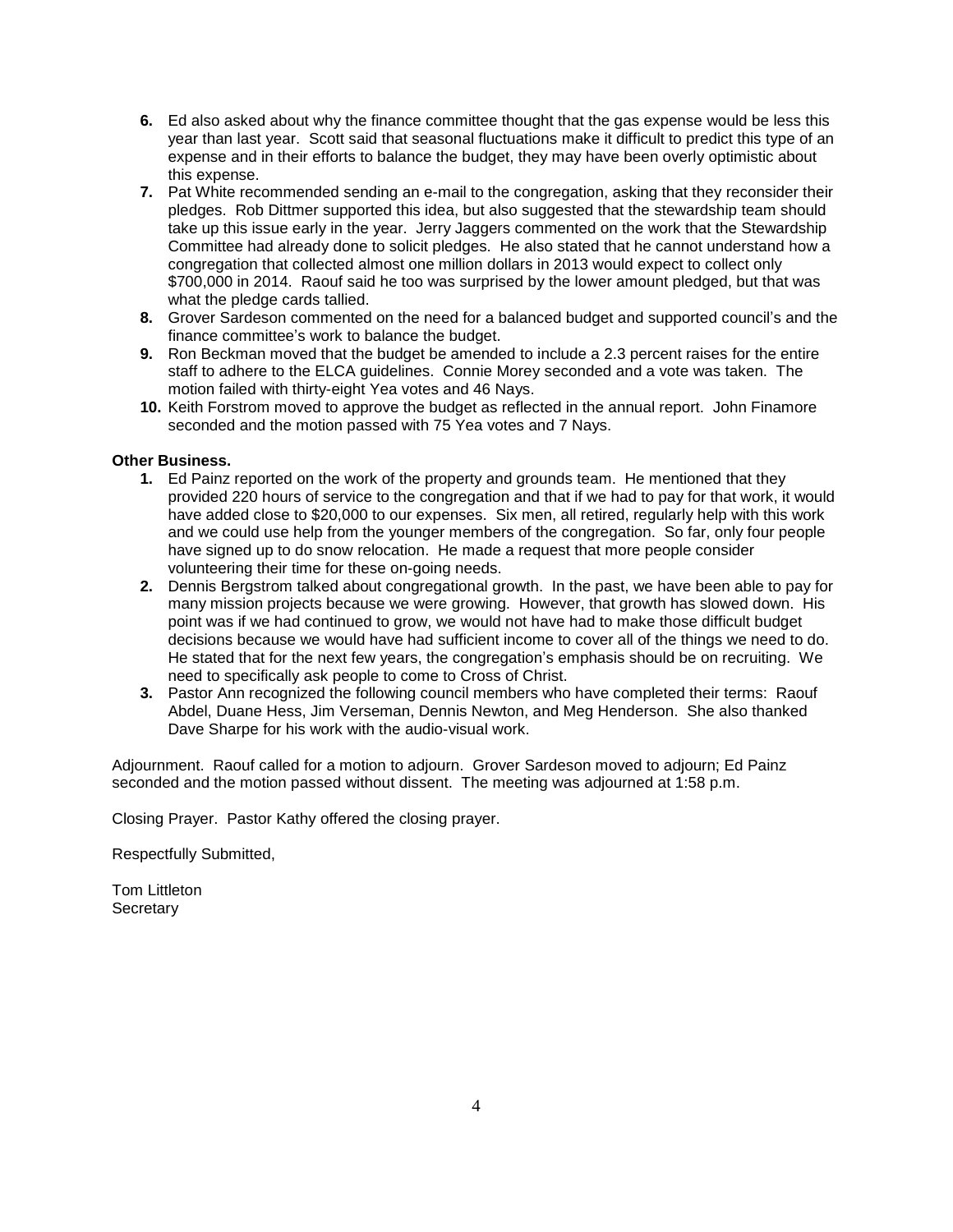6. Ed also asked about why the finance committee thought that the gas expense would be less this year than last year. Scott said that seasonal fluctuations make it difficult to predict this type of an expense and in their efforts to balance the budget, they may have been overly optimistic about this expense.
7. Pat White recommended sending an e-mail to the congregation, asking that they reconsider their pledges. Rob Dittmer supported this idea, but also suggested that the stewardship team should take up this issue early in the year. Jerry Jaggers commented on the work that the Stewardship Committee had already done to solicit pledges. He also stated that he cannot understand how a congregation that collected almost one million dollars in 2013 would expect to collect only $700,000 in 2014. Raouf said he too was surprised by the lower amount pledged, but that was what the pledge cards tallied.
8. Grover Sardeson commented on the need for a balanced budget and supported council's and the finance committee's work to balance the budget.
9. Ron Beckman moved that the budget be amended to include a 2.3 percent raises for the entire staff to adhere to the ELCA guidelines. Connie Morey seconded and a vote was taken. The motion failed with thirty-eight Yea votes and 46 Nays.
10. Keith Forstrom moved to approve the budget as reflected in the annual report. John Finamore seconded and the motion passed with 75 Yea votes and 7 Nays.

**Other Business.**

1. Ed Painz reported on the work of the property and grounds team. He mentioned that they provided 220 hours of service to the congregation and that if we had to pay for that work, it would have added close to $20,000 to our expenses. Six men, all retired, regularly help with this work and we could use help from the younger members of the congregation. So far, only four people have signed up to do snow relocation. He made a request that more people consider volunteering their time for these on-going needs.
2. Dennis Bergstrom talked about congregational growth. In the past, we have been able to pay for many mission projects because we were growing. However, that growth has slowed down. His point was if we had continued to grow, we would not have had to make those difficult budget decisions because we would have had sufficient income to cover all of the things we need to do. He stated that for the next few years, the congregation's emphasis should be on recruiting. We need to specifically ask people to come to Cross of Christ.
3. Pastor Ann recognized the following council members who have completed their terms: Raouf Abdel, Duane Hess, Jim Verseman, Dennis Newton, and Meg Henderson. She also thanked Dave Sharpe for his work with the audio-visual work.

Adjournment. Raouf called for a motion to adjourn. Grover Sardeson moved to adjourn; Ed Painz seconded and the motion passed without dissent. The meeting was adjourned at 1:58 p.m.

Closing Prayer. Pastor Kathy offered the closing prayer.

Respectfully Submitted,

Tom Littleton
Secretary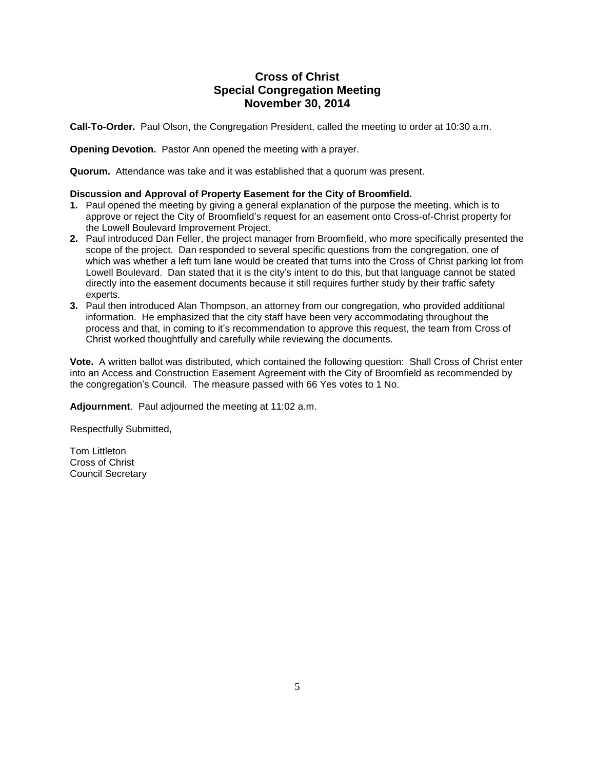# Cross of Christ
## Special Congregation Meeting
## November 30, 2014

**Call-To-Order.** Paul Olson, the Congregation President, called the meeting to order at 10:30 a.m.

**Opening Devotion.** Pastor Ann opened the meeting with a prayer.

**Quorum.** Attendance was take and it was established that a quorum was present.

**Discussion and Approval of Property Easement for the City of Broomfield.**

1. Paul opened the meeting by giving a general explanation of the purpose the meeting, which is to approve or reject the City of Broomfield's request for an easement onto Cross-of-Christ property for the Lowell Boulevard Improvement Project.
2. Paul introduced Dan Feller, the project manager from Broomfield, who more specifically presented the scope of the project. Dan responded to several specific questions from the congregation, one of which was whether a left turn lane would be created that turns into the Cross of Christ parking lot from Lowell Boulevard. Dan stated that it is the city's intent to do this, but that language cannot be stated directly into the easement documents because it still requires further study by their traffic safety experts.
3. Paul then introduced Alan Thompson, an attorney from our congregation, who provided additional information. He emphasized that the city staff have been very accommodating throughout the process and that, in coming to it's recommendation to approve this request, the team from Cross of Christ worked thoughtfully and carefully while reviewing the documents.

**Vote.** A written ballot was distributed, which contained the following question: Shall Cross of Christ enter into an Access and Construction Easement Agreement with the City of Broomfield as recommended by the congregation's Council. The measure passed with 66 Yes votes to 1 No.

**Adjournment**. Paul adjourned the meeting at 11:02 a.m.

Respectfully Submitted,

Tom Littleton
Cross of Christ
Council Secretary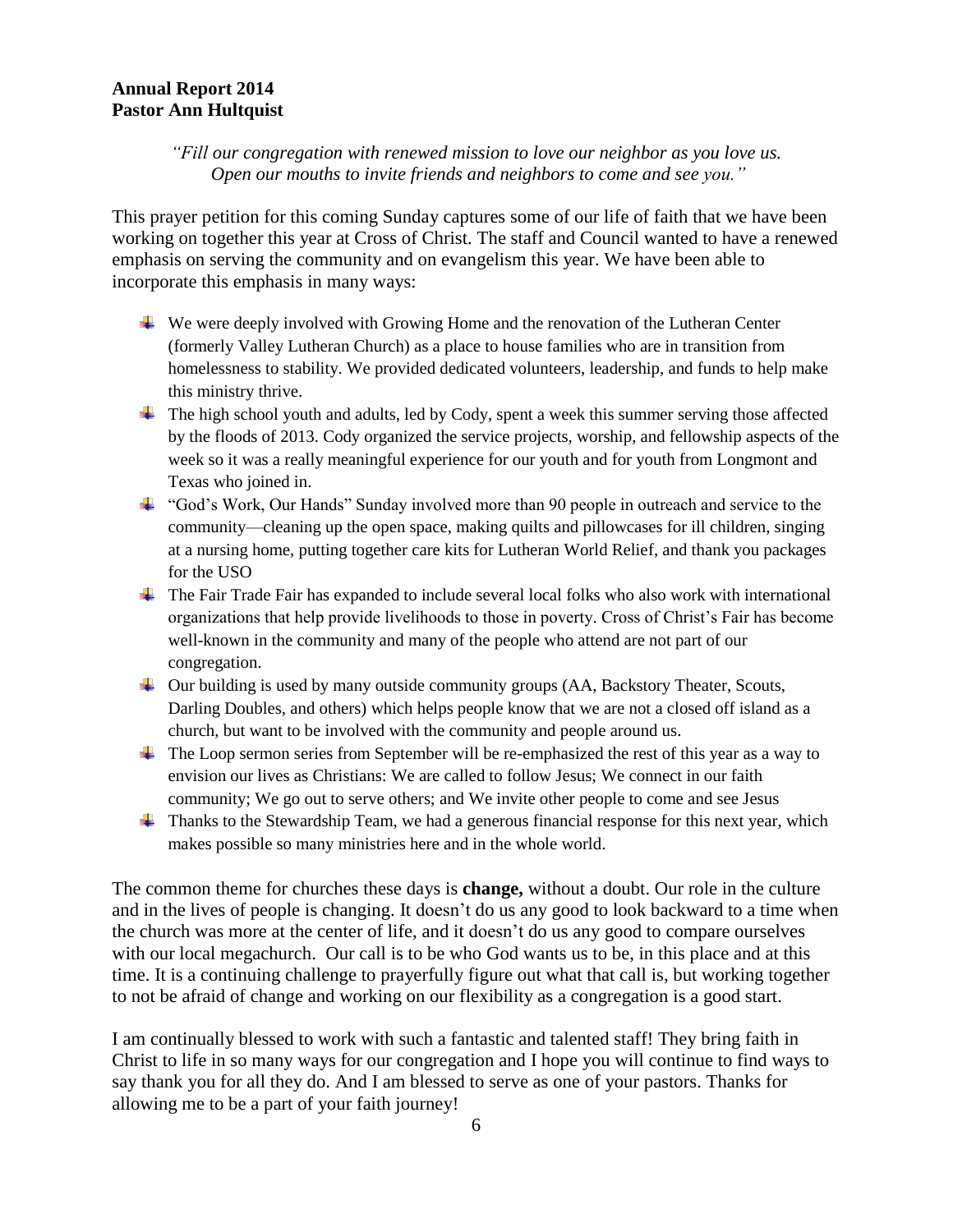**Annual Report 2014**
**Pastor Ann Hultquist**

*"Fill our congregation with renewed mission to love our neighbor as you love us. Open our mouths to invite friends and neighbors to come and see you."*

This prayer petition for this coming Sunday captures some of our life of faith that we have been working on together this year at Cross of Christ. The staff and Council wanted to have a renewed emphasis on serving the community and on evangelism this year. We have been able to incorporate this emphasis in many ways:

- We were deeply involved with Growing Home and the renovation of the Lutheran Center (formerly Valley Lutheran Church) as a place to house families who are in transition from homelessness to stability. We provided dedicated volunteers, leadership, and funds to help make this ministry thrive.
- The high school youth and adults, led by Cody, spent a week this summer serving those affected by the floods of 2013. Cody organized the service projects, worship, and fellowship aspects of the week so it was a really meaningful experience for our youth and for youth from Longmont and Texas who joined in.
- "God's Work, Our Hands" Sunday involved more than 90 people in outreach and service to the community—cleaning up the open space, making quilts and pillowcases for ill children, singing at a nursing home, putting together care kits for Lutheran World Relief, and thank you packages for the USO
- The Fair Trade Fair has expanded to include several local folks who also work with international organizations that help provide livelihoods to those in poverty. Cross of Christ's Fair has become well-known in the community and many of the people who attend are not part of our congregation.
- Our building is used by many outside community groups (AA, Backstory Theater, Scouts, Darling Doubles, and others) which helps people know that we are not a closed off island as a church, but want to be involved with the community and people around us.
- The Loop sermon series from September will be re-emphasized the rest of this year as a way to envision our lives as Christians: We are called to follow Jesus; We connect in our faith community; We go out to serve others; and We invite other people to come and see Jesus
- Thanks to the Stewardship Team, we had a generous financial response for this next year, which makes possible so many ministries here and in the whole world.

The common theme for churches these days is **change,** without a doubt. Our role in the culture and in the lives of people is changing. It doesn't do us any good to look backward to a time when the church was more at the center of life, and it doesn't do us any good to compare ourselves with our local megachurch. Our call is to be who God wants us to be, in this place and at this time. It is a continuing challenge to prayerfully figure out what that call is, but working together to not be afraid of change and working on our flexibility as a congregation is a good start.

I am continually blessed to work with such a fantastic and talented staff! They bring faith in Christ to life in so many ways for our congregation and I hope you will continue to find ways to say thank you for all they do. And I am blessed to serve as one of your pastors. Thanks for allowing me to be a part of your faith journey!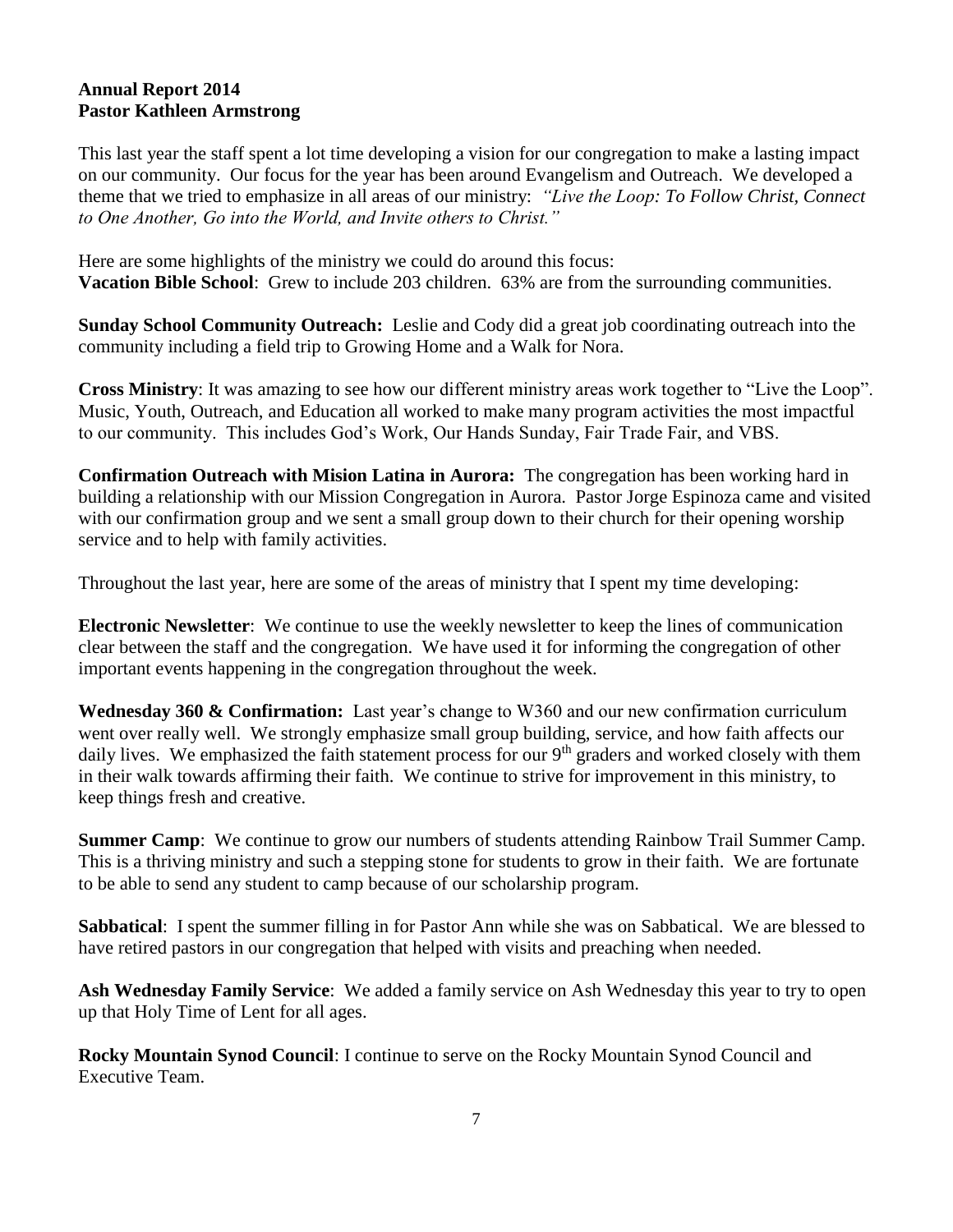**Annual Report 2014**
**Pastor Kathleen Armstrong**

This last year the staff spent a lot time developing a vision for our congregation to make a lasting impact on our community. Our focus for the year has been around Evangelism and Outreach. We developed a theme that we tried to emphasize in all areas of our ministry: *"Live the Loop: To Follow Christ, Connect to One Another, Go into the World, and Invite others to Christ."*

Here are some highlights of the ministry we could do around this focus:
**Vacation Bible School**: Grew to include 203 children. 63% are from the surrounding communities.

**Sunday School Community Outreach:** Leslie and Cody did a great job coordinating outreach into the community including a field trip to Growing Home and a Walk for Nora.

**Cross Ministry**: It was amazing to see how our different ministry areas work together to "Live the Loop". Music, Youth, Outreach, and Education all worked to make many program activities the most impactful to our community. This includes God's Work, Our Hands Sunday, Fair Trade Fair, and VBS.

**Confirmation Outreach with Mision Latina in Aurora:** The congregation has been working hard in building a relationship with our Mission Congregation in Aurora. Pastor Jorge Espinoza came and visited with our confirmation group and we sent a small group down to their church for their opening worship service and to help with family activities.

Throughout the last year, here are some of the areas of ministry that I spent my time developing:

**Electronic Newsletter**: We continue to use the weekly newsletter to keep the lines of communication clear between the staff and the congregation. We have used it for informing the congregation of other important events happening in the congregation throughout the week.

**Wednesday 360 & Confirmation:** Last year's change to W360 and our new confirmation curriculum went over really well. We strongly emphasize small group building, service, and how faith affects our daily lives. We emphasized the faith statement process for our 9th graders and worked closely with them in their walk towards affirming their faith. We continue to strive for improvement in this ministry, to keep things fresh and creative.

**Summer Camp**: We continue to grow our numbers of students attending Rainbow Trail Summer Camp. This is a thriving ministry and such a stepping stone for students to grow in their faith. We are fortunate to be able to send any student to camp because of our scholarship program.

**Sabbatical**: I spent the summer filling in for Pastor Ann while she was on Sabbatical. We are blessed to have retired pastors in our congregation that helped with visits and preaching when needed.

**Ash Wednesday Family Service**: We added a family service on Ash Wednesday this year to try to open up that Holy Time of Lent for all ages.

**Rocky Mountain Synod Council**: I continue to serve on the Rocky Mountain Synod Council and Executive Team.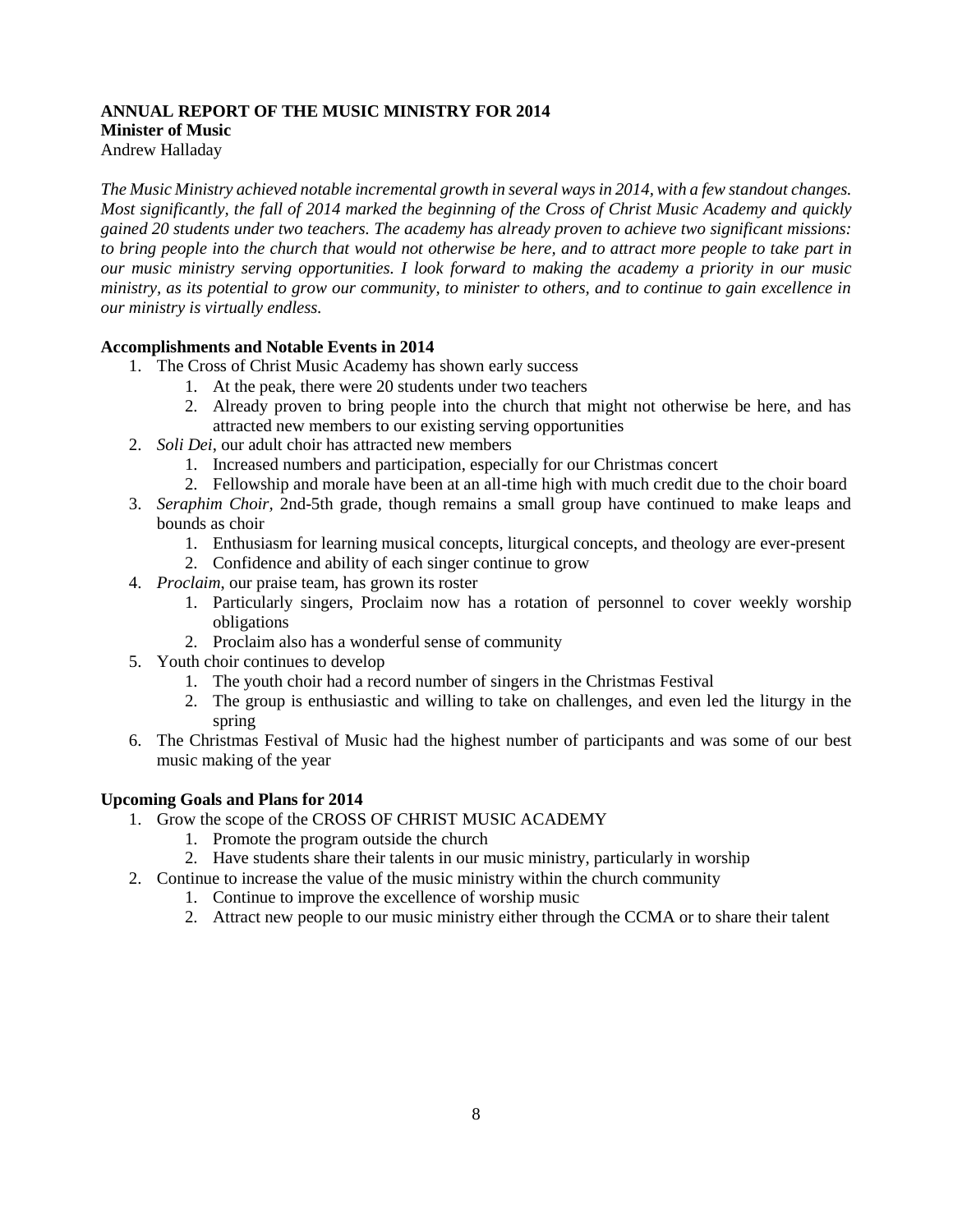**ANNUAL REPORT OF THE MUSIC MINISTRY FOR 2014**
**Minister of Music**
Andrew Halladay

*The Music Ministry achieved notable incremental growth in several ways in 2014, with a few standout changes. Most significantly, the fall of 2014 marked the beginning of the Cross of Christ Music Academy and quickly gained 20 students under two teachers. The academy has already proven to achieve two significant missions: to bring people into the church that would not otherwise be here, and to attract more people to take part in our music ministry serving opportunities. I look forward to making the academy a priority in our music ministry, as its potential to grow our community, to minister to others, and to continue to gain excellence in our ministry is virtually endless.*

**Accomplishments and Notable Events in 2014**

1. The Cross of Christ Music Academy has shown early success
    1. At the peak, there were 20 students under two teachers
    2. Already proven to bring people into the church that might not otherwise be here, and has attracted new members to our existing serving opportunities
2. *Soli Dei*, our adult choir has attracted new members
    1. Increased numbers and participation, especially for our Christmas concert
    2. Fellowship and morale have been at an all-time high with much credit due to the choir board
3. *Seraphim Choir,* 2nd-5th grade, though remains a small group have continued to make leaps and bounds as choir
    1. Enthusiasm for learning musical concepts, liturgical concepts, and theology are ever-present
    2. Confidence and ability of each singer continue to grow
4. *Proclaim*, our praise team, has grown its roster
    1. Particularly singers, Proclaim now has a rotation of personnel to cover weekly worship obligations
    2. Proclaim also has a wonderful sense of community
5. Youth choir continues to develop
    1. The youth choir had a record number of singers in the Christmas Festival
    2. The group is enthusiastic and willing to take on challenges, and even led the liturgy in the spring
6. The Christmas Festival of Music had the highest number of participants and was some of our best music making of the year

**Upcoming Goals and Plans for 2014**

1. Grow the scope of the CROSS OF CHRIST MUSIC ACADEMY
    1. Promote the program outside the church
    2. Have students share their talents in our music ministry, particularly in worship
2. Continue to increase the value of the music ministry within the church community
    1. Continue to improve the excellence of worship music
    2. Attract new people to our music ministry either through the CCMA or to share their talent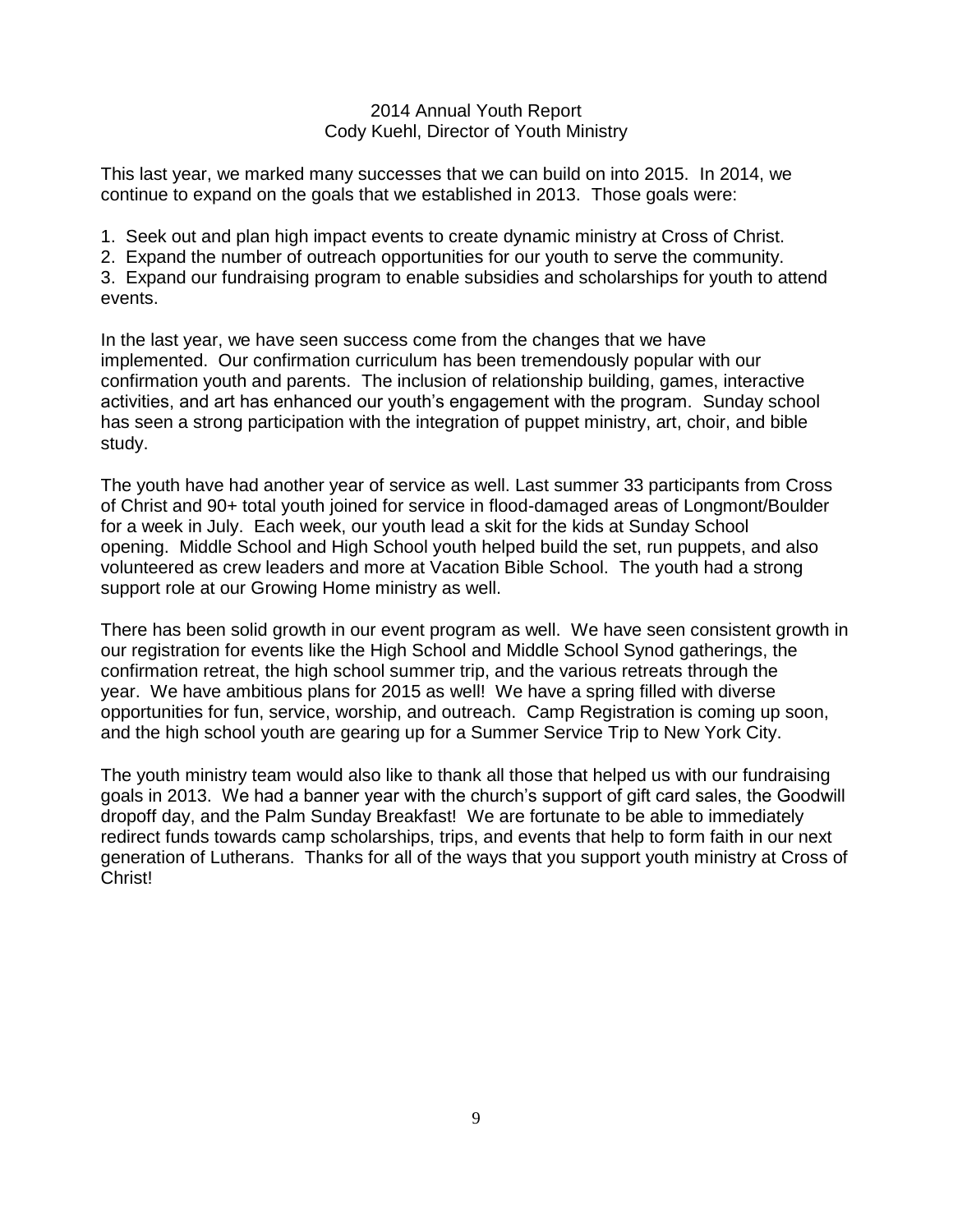# 2014 Annual Youth Report

## Cody Kuehl, Director of Youth Ministry

This last year, we marked many successes that we can build on into 2015. In 2014, we continue to expand on the goals that we established in 2013. Those goals were:

1. Seek out and plan high impact events to create dynamic ministry at Cross of Christ.
2. Expand the number of outreach opportunities for our youth to serve the community.
3. Expand our fundraising program to enable subsidies and scholarships for youth to attend events.

In the last year, we have seen success come from the changes that we have implemented. Our confirmation curriculum has been tremendously popular with our confirmation youth and parents. The inclusion of relationship building, games, interactive activities, and art has enhanced our youth's engagement with the program. Sunday school has seen a strong participation with the integration of puppet ministry, art, choir, and bible study.

The youth have had another year of service as well. Last summer 33 participants from Cross of Christ and 90+ total youth joined for service in flood-damaged areas of Longmont/Boulder for a week in July. Each week, our youth lead a skit for the kids at Sunday School opening. Middle School and High School youth helped build the set, run puppets, and also volunteered as crew leaders and more at Vacation Bible School. The youth had a strong support role at our Growing Home ministry as well.

There has been solid growth in our event program as well. We have seen consistent growth in our registration for events like the High School and Middle School Synod gatherings, the confirmation retreat, the high school summer trip, and the various retreats through the year. We have ambitious plans for 2015 as well! We have a spring filled with diverse opportunities for fun, service, worship, and outreach. Camp Registration is coming up soon, and the high school youth are gearing up for a Summer Service Trip to New York City.

The youth ministry team would also like to thank all those that helped us with our fundraising goals in 2013. We had a banner year with the church's support of gift card sales, the Goodwill dropoff day, and the Palm Sunday Breakfast! We are fortunate to be able to immediately redirect funds towards camp scholarships, trips, and events that help to form faith in our next generation of Lutherans. Thanks for all of the ways that you support youth ministry at Cross of Christ!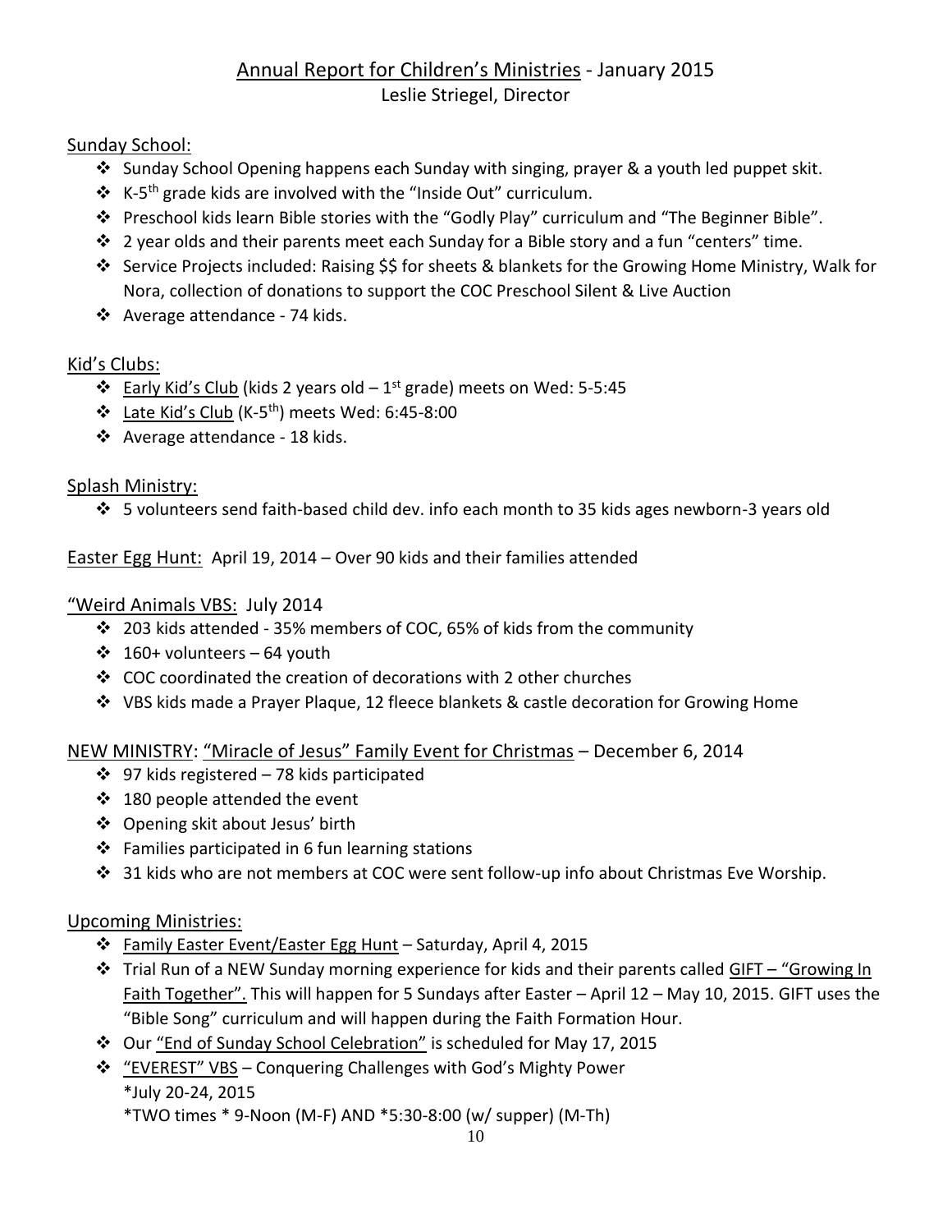# Annual Report for Children's Ministries - January 2015

Leslie Striegel, Director

## Sunday School:

- Sunday School Opening happens each Sunday with singing, prayer & a youth led puppet skit.
- K-5th grade kids are involved with the "Inside Out" curriculum.
- Preschool kids learn Bible stories with the "Godly Play" curriculum and "The Beginner Bible".
- 2 year olds and their parents meet each Sunday for a Bible story and a fun "centers" time.
- Service Projects included: Raising $$ for sheets & blankets for the Growing Home Ministry, Walk for Nora, collection of donations to support the COC Preschool Silent & Live Auction
- Average attendance - 74 kids.

## Kid's Clubs:

- Early Kid's Club (kids 2 years old – 1st grade) meets on Wed: 5-5:45
- Late Kid's Club (K-5th) meets Wed: 6:45-8:00
- Average attendance - 18 kids.

## Splash Ministry:

- 5 volunteers send faith-based child dev. info each month to 35 kids ages newborn-3 years old

## Easter Egg Hunt: April 19, 2014 – Over 90 kids and their families attended

## "Weird Animals VBS: July 2014

- 203 kids attended - 35% members of COC, 65% of kids from the community
- 160+ volunteers – 64 youth
- COC coordinated the creation of decorations with 2 other churches
- VBS kids made a Prayer Plaque, 12 fleece blankets & castle decoration for Growing Home

## NEW MINISTRY: "Miracle of Jesus" Family Event for Christmas – December 6, 2014

- 97 kids registered – 78 kids participated
- 180 people attended the event
- Opening skit about Jesus' birth
- Families participated in 6 fun learning stations
- 31 kids who are not members at COC were sent follow-up info about Christmas Eve Worship.

## Upcoming Ministries:

- Family Easter Event/Easter Egg Hunt – Saturday, April 4, 2015
- Trial Run of a NEW Sunday morning experience for kids and their parents called GIFT – "Growing In Faith Together". This will happen for 5 Sundays after Easter – April 12 – May 10, 2015. GIFT uses the "Bible Song" curriculum and will happen during the Faith Formation Hour.
- Our "End of Sunday School Celebration" is scheduled for May 17, 2015
- "EVEREST" VBS – Conquering Challenges with God's Mighty Power
  *July 20-24, 2015
  *TWO times * 9-Noon (M-F) AND *5:30-8:00 (w/ supper) (M-Th)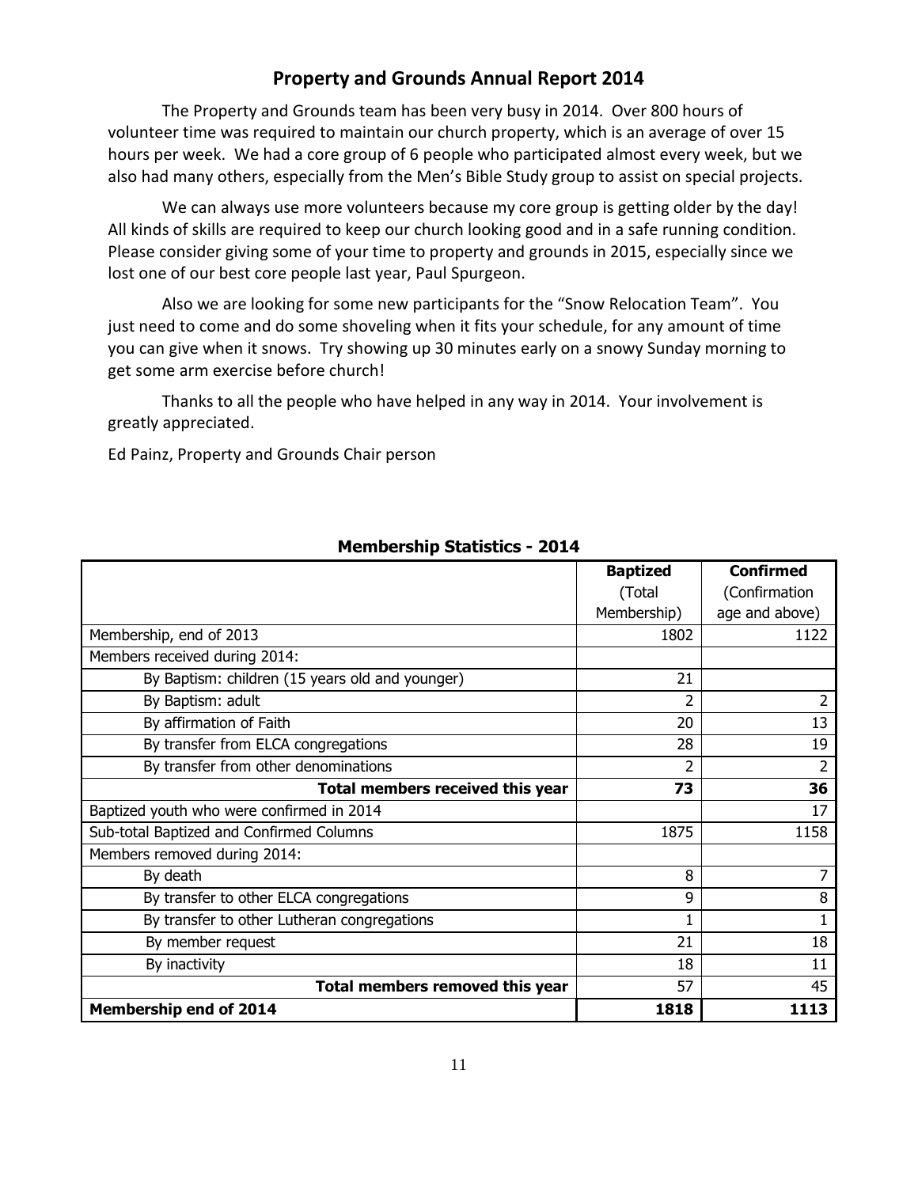## Property and Grounds Annual Report 2014

The Property and Grounds team has been very busy in 2014. Over 800 hours of volunteer time was required to maintain our church property, which is an average of over 15 hours per week. We had a core group of 6 people who participated almost every week, but we also had many others, especially from the Men's Bible Study group to assist on special projects.

We can always use more volunteers because my core group is getting older by the day! All kinds of skills are required to keep our church looking good and in a safe running condition. Please consider giving some of your time to property and grounds in 2015, especially since we lost one of our best core people last year, Paul Spurgeon.

Also we are looking for some new participants for the "Snow Relocation Team". You just need to come and do some shoveling when it fits your schedule, for any amount of time you can give when it snows. Try showing up 30 minutes early on a snowy Sunday morning to get some arm exercise before church!

Thanks to all the people who have helped in any way in 2014. Your involvement is greatly appreciated.

Ed Painz, Property and Grounds Chair person

### Membership Statistics - 2014

| | **Baptized** (Total Membership) | **Confirmed** (Confirmation age and above) |
|---|---|---|
| Membership, end of 2013 | 1802 | 1122 |
| Members received during 2014: | | |
| By Baptism: children (15 years old and younger) | 21 | |
| By Baptism: adult | 2 | 2 |
| By affirmation of Faith | 20 | 13 |
| By transfer from ELCA congregations | 28 | 19 |
| By transfer from other denominations | 2 | 2 |
| **Total members received this year** | **73** | **36** |
| Baptized youth who were confirmed in 2014 | | 17 |
| Sub-total Baptized and Confirmed Columns | 1875 | 1158 |
| Members removed during 2014: | | |
| By death | 8 | 7 |
| By transfer to other ELCA congregations | 9 | 8 |
| By transfer to other Lutheran congregations | 1 | 1 |
| By member request | 21 | 18 |
| By inactivity | 18 | 11 |
| **Total members removed this year** | 57 | 45 |
| **Membership end of 2014** | **1818** | **1113** |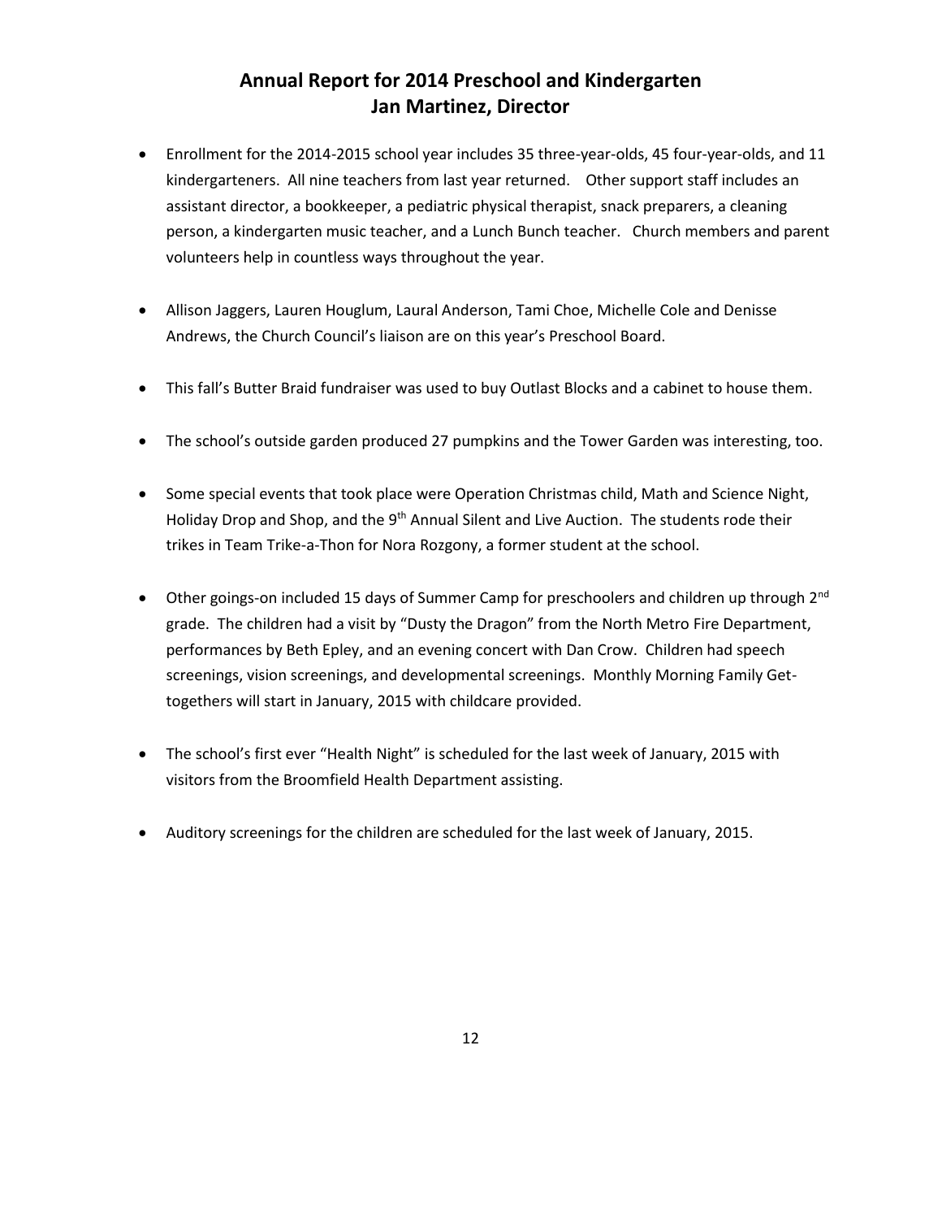# Annual Report for 2014 Preschool and Kindergarten
## Jan Martinez, Director

- Enrollment for the 2014-2015 school year includes 35 three-year-olds, 45 four-year-olds, and 11 kindergarteners. All nine teachers from last year returned. Other support staff includes an assistant director, a bookkeeper, a pediatric physical therapist, snack preparers, a cleaning person, a kindergarten music teacher, and a Lunch Bunch teacher. Church members and parent volunteers help in countless ways throughout the year.

- Allison Jaggers, Lauren Houglum, Laural Anderson, Tami Choe, Michelle Cole and Denisse Andrews, the Church Council's liaison are on this year's Preschool Board.

- This fall's Butter Braid fundraiser was used to buy Outlast Blocks and a cabinet to house them.

- The school's outside garden produced 27 pumpkins and the Tower Garden was interesting, too.

- Some special events that took place were Operation Christmas child, Math and Science Night, Holiday Drop and Shop, and the 9th Annual Silent and Live Auction. The students rode their trikes in Team Trike-a-Thon for Nora Rozgony, a former student at the school.

- Other goings-on included 15 days of Summer Camp for preschoolers and children up through 2nd grade. The children had a visit by "Dusty the Dragon" from the North Metro Fire Department, performances by Beth Epley, and an evening concert with Dan Crow. Children had speech screenings, vision screenings, and developmental screenings. Monthly Morning Family Get-togethers will start in January, 2015 with childcare provided.

- The school's first ever "Health Night" is scheduled for the last week of January, 2015 with visitors from the Broomfield Health Department assisting.

- Auditory screenings for the children are scheduled for the last week of January, 2015.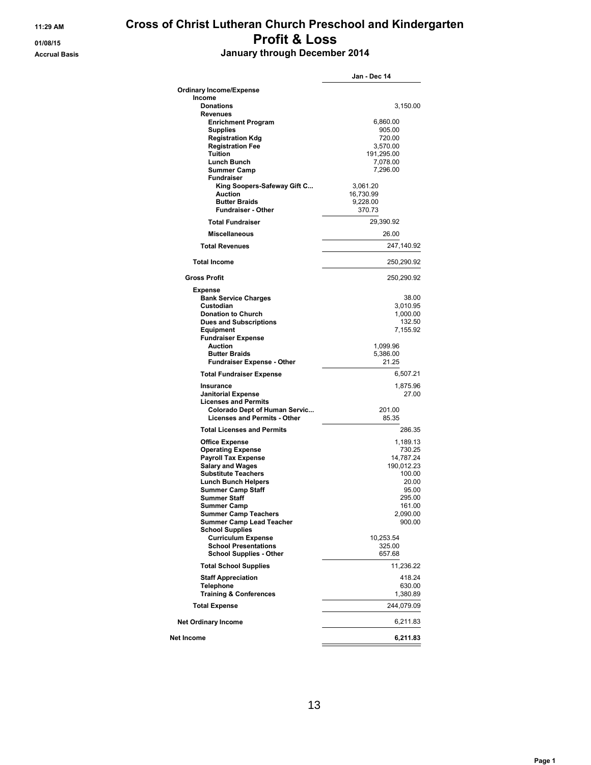**11:29 AM**
**01/08/15**
**Accrual Basis**

# Cross of Christ Lutheran Church Preschool and Kindergarten
## Profit & Loss
### January through December 2014

| | | Jan - Dec 14 |
|---|---|---|
| **Ordinary Income/Expense** | | |
| **Income** | | |
| **Donations** | | 3,150.00 |
| **Revenues** | | |
| **Enrichment Program** | 6,860.00 | |
| **Supplies** | 905.00 | |
| **Registration Kdg** | 720.00 | |
| **Registration Fee** | 3,570.00 | |
| **Tuition** | 191,295.00 | |
| **Lunch Bunch** | 7,078.00 | |
| **Summer Camp** | 7,296.00 | |
| **Fundraiser** | | |
| **King Soopers-Safeway Gift C...** | 3,061.20 | |
| **Auction** | 16,730.99 | |
| **Butter Braids** | 9,228.00 | |
| **Fundraiser - Other** | 370.73 | |
| **Total Fundraiser** | 29,390.92 | |
| **Miscellaneous** | 26.00 | |
| **Total Revenues** | | 247,140.92 |
| **Total Income** | | 250,290.92 |
| **Gross Profit** | | 250,290.92 |
| **Expense** | | |
| **Bank Service Charges** | | 38.00 |
| **Custodian** | | 3,010.95 |
| **Donation to Church** | | 1,000.00 |
| **Dues and Subscriptions** | | 132.50 |
| **Equipment** | | 7,155.92 |
| **Fundraiser Expense** | | |
| **Auction** | 1,099.96 | |
| **Butter Braids** | 5,386.00 | |
| **Fundraiser Expense - Other** | 21.25 | |
| **Total Fundraiser Expense** | | 6,507.21 |
| **Insurance** | | 1,875.96 |
| **Janitorial Expense** | | 27.00 |
| **Licenses and Permits** | | |
| **Colorado Dept of Human Servic...** | 201.00 | |
| **Licenses and Permits - Other** | 85.35 | |
| **Total Licenses and Permits** | | 286.35 |
| **Office Expense** | | 1,189.13 |
| **Operating Expense** | | 730.25 |
| **Payroll Tax Expense** | | 14,787.24 |
| **Salary and Wages** | | 190,012.23 |
| **Substitute Teachers** | | 100.00 |
| **Lunch Bunch Helpers** | | 20.00 |
| **Summer Camp Staff** | | 95.00 |
| **Summer Staff** | | 295.00 |
| **Summer Camp** | | 161.00 |
| **Summer Camp Teachers** | | 2,090.00 |
| **Summer Camp Lead Teacher** | | 900.00 |
| **School Supplies** | | |
| **Curriculum Expense** | 10,253.54 | |
| **School Presentations** | 325.00 | |
| **School Supplies - Other** | 657.68 | |
| **Total School Supplies** | | 11,236.22 |
| **Staff Appreciation** | | 418.24 |
| **Telephone** | | 630.00 |
| **Training & Conferences** | | 1,380.89 |
| **Total Expense** | | 244,079.09 |
| **Net Ordinary Income** | | 6,211.83 |
| **Net Income** | | **6,211.83** |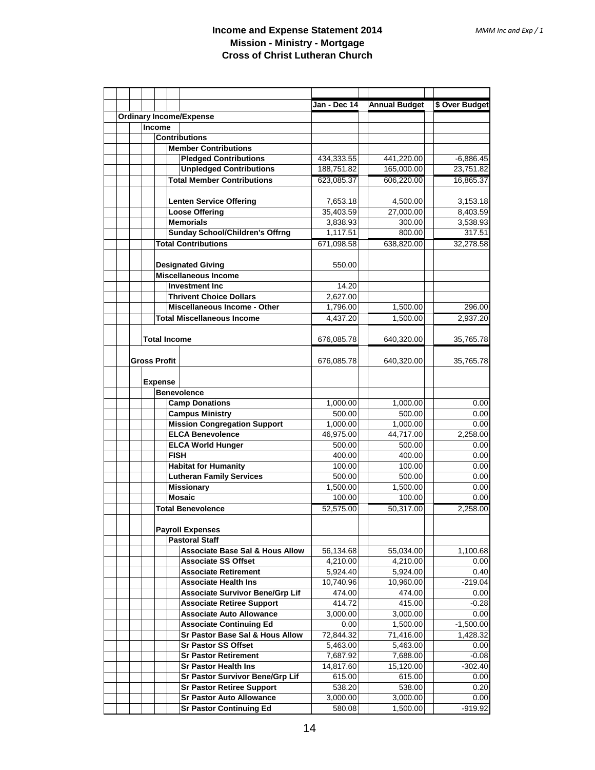**Income and Expense Statement 2014**
**Mission - Ministry - Mortgage**
**Cross of Christ Lutheran Church**

| | Jan - Dec 14 | Annual Budget | $ Over Budget |
|---|---|---|---|
| **Ordinary Income/Expense** | | | |
| **Income** | | | |
| **Contributions** | | | |
| **Member Contributions** | | | |
| **Pledged Contributions** | 434,333.55 | 441,220.00 | -6,886.45 |
| **Unpledged Contributions** | 188,751.82 | 165,000.00 | 23,751.82 |
| **Total Member Contributions** | 623,085.37 | 606,220.00 | 16,865.37 |
| **Lenten Service Offering** | 7,653.18 | 4,500.00 | 3,153.18 |
| **Loose Offering** | 35,403.59 | 27,000.00 | 8,403.59 |
| **Memorials** | 3,838.93 | 300.00 | 3,538.93 |
| **Sunday School/Children's Offrng** | 1,117.51 | 800.00 | 317.51 |
| **Total Contributions** | 671,098.58 | 638,820.00 | 32,278.58 |
| **Designated Giving** | 550.00 | | |
| **Miscellaneous Income** | | | |
| **Investment Inc** | 14.20 | | |
| **Thrivent Choice Dollars** | 2,627.00 | | |
| **Miscellaneous Income - Other** | 1,796.00 | 1,500.00 | 296.00 |
| **Total Miscellaneous Income** | 4,437.20 | 1,500.00 | 2,937.20 |
| **Total Income** | 676,085.78 | 640,320.00 | 35,765.78 |
| **Gross Profit** | 676,085.78 | 640,320.00 | 35,765.78 |
| **Expense** | | | |
| **Benevolence** | | | |
| **Camp Donations** | 1,000.00 | 1,000.00 | 0.00 |
| **Campus Ministry** | 500.00 | 500.00 | 0.00 |
| **Mission Congregation Support** | 1,000.00 | 1,000.00 | 0.00 |
| **ELCA Benevolence** | 46,975.00 | 44,717.00 | 2,258.00 |
| **ELCA World Hunger** | 500.00 | 500.00 | 0.00 |
| **FISH** | 400.00 | 400.00 | 0.00 |
| **Habitat for Humanity** | 100.00 | 100.00 | 0.00 |
| **Lutheran Family Services** | 500.00 | 500.00 | 0.00 |
| **Missionary** | 1,500.00 | 1,500.00 | 0.00 |
| **Mosaic** | 100.00 | 100.00 | 0.00 |
| **Total Benevolence** | 52,575.00 | 50,317.00 | 2,258.00 |
| **Payroll Expenses** | | | |
| **Pastoral Staff** | | | |
| **Associate Base Sal & Hous Allow** | 56,134.68 | 55,034.00 | 1,100.68 |
| **Associate SS Offset** | 4,210.00 | 4,210.00 | 0.00 |
| **Associate Retirement** | 5,924.40 | 5,924.00 | 0.40 |
| **Associate Health Ins** | 10,740.96 | 10,960.00 | -219.04 |
| **Associate Survivor Bene/Grp Lif** | 474.00 | 474.00 | 0.00 |
| **Associate Retiree Support** | 414.72 | 415.00 | -0.28 |
| **Associate Auto Allowance** | 3,000.00 | 3,000.00 | 0.00 |
| **Associate Continuing Ed** | 0.00 | 1,500.00 | -1,500.00 |
| **Sr Pastor Base Sal & Hous Allow** | 72,844.32 | 71,416.00 | 1,428.32 |
| **Sr Pastor SS Offset** | 5,463.00 | 5,463.00 | 0.00 |
| **Sr Pastor Retirement** | 7,687.92 | 7,688.00 | -0.08 |
| **Sr Pastor Health Ins** | 14,817.60 | 15,120.00 | -302.40 |
| **Sr Pastor Survivor Bene/Grp Lif** | 615.00 | 615.00 | 0.00 |
| **Sr Pastor Retiree Support** | 538.20 | 538.00 | 0.20 |
| **Sr Pastor Auto Allowance** | 3,000.00 | 3,000.00 | 0.00 |
| **Sr Pastor Continuing Ed** | 580.08 | 1,500.00 | -919.92 |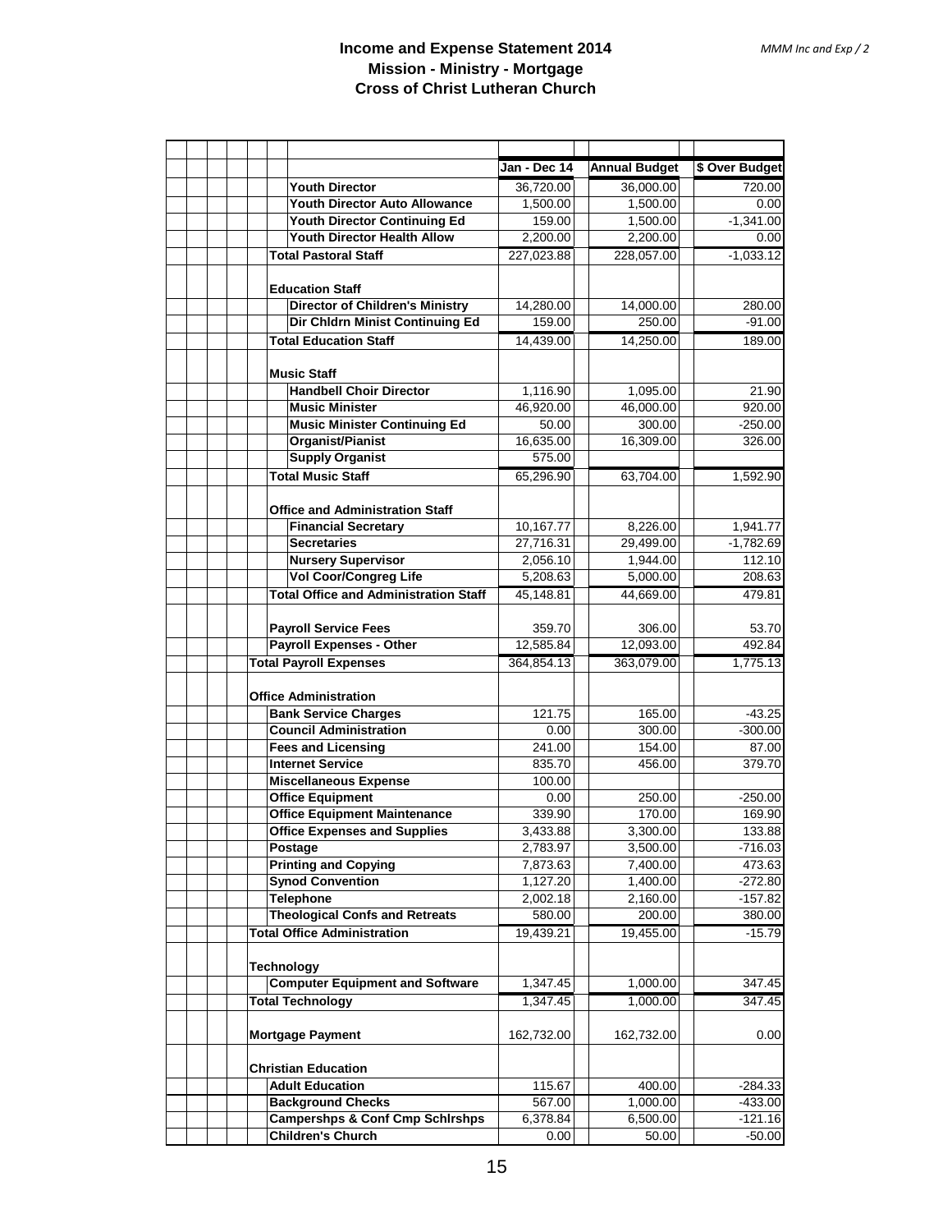# Income and Expense Statement 2014
## Mission - Ministry - Mortgage
## Cross of Christ Lutheran Church

| | Jan - Dec 14 | Annual Budget | $ Over Budget |
|---|---|---|---|
| Youth Director | 36,720.00 | 36,000.00 | 720.00 |
| Youth Director Auto Allowance | 1,500.00 | 1,500.00 | 0.00 |
| Youth Director Continuing Ed | 159.00 | 1,500.00 | -1,341.00 |
| Youth Director Health Allow | 2,200.00 | 2,200.00 | 0.00 |
| **Total Pastoral Staff** | 227,023.88 | 228,057.00 | -1,033.12 |
| **Education Staff** | | | |
| Director of Children's Ministry | 14,280.00 | 14,000.00 | 280.00 |
| Dir Chldrn Minist Continuing Ed | 159.00 | 250.00 | -91.00 |
| **Total Education Staff** | 14,439.00 | 14,250.00 | 189.00 |
| **Music Staff** | | | |
| Handbell Choir Director | 1,116.90 | 1,095.00 | 21.90 |
| Music Minister | 46,920.00 | 46,000.00 | 920.00 |
| Music Minister Continuing Ed | 50.00 | 300.00 | -250.00 |
| Organist/Pianist | 16,635.00 | 16,309.00 | 326.00 |
| Supply Organist | 575.00 | | |
| **Total Music Staff** | 65,296.90 | 63,704.00 | 1,592.90 |
| **Office and Administration Staff** | | | |
| Financial Secretary | 10,167.77 | 8,226.00 | 1,941.77 |
| Secretaries | 27,716.31 | 29,499.00 | -1,782.69 |
| Nursery Supervisor | 2,056.10 | 1,944.00 | 112.10 |
| Vol Coor/Congreg Life | 5,208.63 | 5,000.00 | 208.63 |
| **Total Office and Administration Staff** | 45,148.81 | 44,669.00 | 479.81 |
| Payroll Service Fees | 359.70 | 306.00 | 53.70 |
| Payroll Expenses - Other | 12,585.84 | 12,093.00 | 492.84 |
| **Total Payroll Expenses** | 364,854.13 | 363,079.00 | 1,775.13 |
| **Office Administration** | | | |
| Bank Service Charges | 121.75 | 165.00 | -43.25 |
| Council Administration | 0.00 | 300.00 | -300.00 |
| Fees and Licensing | 241.00 | 154.00 | 87.00 |
| Internet Service | 835.70 | 456.00 | 379.70 |
| Miscellaneous Expense | 100.00 | | |
| Office Equipment | 0.00 | 250.00 | -250.00 |
| Office Equipment Maintenance | 339.90 | 170.00 | 169.90 |
| Office Expenses and Supplies | 3,433.88 | 3,300.00 | 133.88 |
| Postage | 2,783.97 | 3,500.00 | -716.03 |
| Printing and Copying | 7,873.63 | 7,400.00 | 473.63 |
| Synod Convention | 1,127.20 | 1,400.00 | -272.80 |
| Telephone | 2,002.18 | 2,160.00 | -157.82 |
| Theological Confs and Retreats | 580.00 | 200.00 | 380.00 |
| **Total Office Administration** | 19,439.21 | 19,455.00 | -15.79 |
| **Technology** | | | |
| Computer Equipment and Software | 1,347.45 | 1,000.00 | 347.45 |
| **Total Technology** | 1,347.45 | 1,000.00 | 347.45 |
| **Mortgage Payment** | 162,732.00 | 162,732.00 | 0.00 |
| **Christian Education** | | | |
| Adult Education | 115.67 | 400.00 | -284.33 |
| Background Checks | 567.00 | 1,000.00 | -433.00 |
| Campershps & Conf Cmp Schlrshps | 6,378.84 | 6,500.00 | -121.16 |
| Children's Church | 0.00 | 50.00 | -50.00 |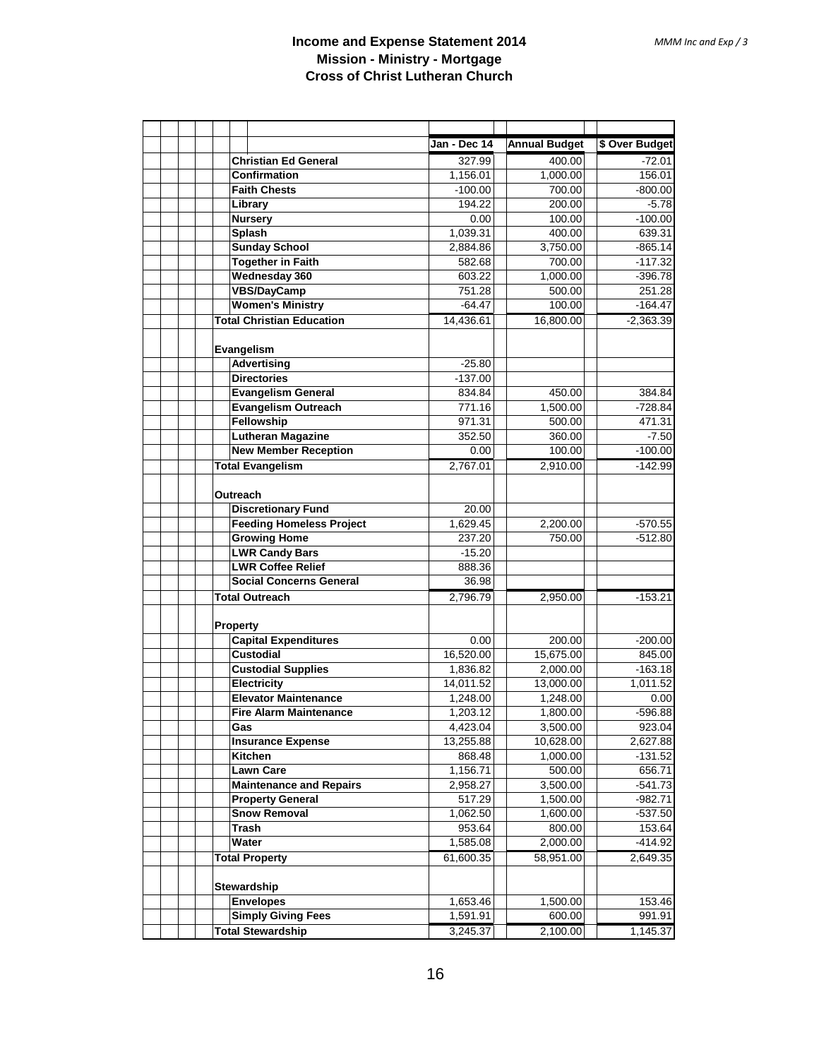**Income and Expense Statement 2014**
**Mission - Ministry - Mortgage**
**Cross of Christ Lutheran Church**

| | Jan - Dec 14 | Annual Budget | $ Over Budget |
|---|---|---|---|
| **Christian Ed General** | 327.99 | 400.00 | -72.01 |
| **Confirmation** | 1,156.01 | 1,000.00 | 156.01 |
| **Faith Chests** | -100.00 | 700.00 | -800.00 |
| **Library** | 194.22 | 200.00 | -5.78 |
| **Nursery** | 0.00 | 100.00 | -100.00 |
| **Splash** | 1,039.31 | 400.00 | 639.31 |
| **Sunday School** | 2,884.86 | 3,750.00 | -865.14 |
| **Together in Faith** | 582.68 | 700.00 | -117.32 |
| **Wednesday 360** | 603.22 | 1,000.00 | -396.78 |
| **VBS/DayCamp** | 751.28 | 500.00 | 251.28 |
| **Women's Ministry** | -64.47 | 100.00 | -164.47 |
| **Total Christian Education** | 14,436.61 | 16,800.00 | -2,363.39 |
| **Evangelism** | | | |
| **Advertising** | -25.80 | | |
| **Directories** | -137.00 | | |
| **Evangelism General** | 834.84 | 450.00 | 384.84 |
| **Evangelism Outreach** | 771.16 | 1,500.00 | -728.84 |
| **Fellowship** | 971.31 | 500.00 | 471.31 |
| **Lutheran Magazine** | 352.50 | 360.00 | -7.50 |
| **New Member Reception** | 0.00 | 100.00 | -100.00 |
| **Total Evangelism** | 2,767.01 | 2,910.00 | -142.99 |
| **Outreach** | | | |
| **Discretionary Fund** | 20.00 | | |
| **Feeding Homeless Project** | 1,629.45 | 2,200.00 | -570.55 |
| **Growing Home** | 237.20 | 750.00 | -512.80 |
| **LWR Candy Bars** | -15.20 | | |
| **LWR Coffee Relief** | 888.36 | | |
| **Social Concerns General** | 36.98 | | |
| **Total Outreach** | 2,796.79 | 2,950.00 | -153.21 |
| **Property** | | | |
| **Capital Expenditures** | 0.00 | 200.00 | -200.00 |
| **Custodial** | 16,520.00 | 15,675.00 | 845.00 |
| **Custodial Supplies** | 1,836.82 | 2,000.00 | -163.18 |
| **Electricity** | 14,011.52 | 13,000.00 | 1,011.52 |
| **Elevator Maintenance** | 1,248.00 | 1,248.00 | 0.00 |
| **Fire Alarm Maintenance** | 1,203.12 | 1,800.00 | -596.88 |
| **Gas** | 4,423.04 | 3,500.00 | 923.04 |
| **Insurance Expense** | 13,255.88 | 10,628.00 | 2,627.88 |
| **Kitchen** | 868.48 | 1,000.00 | -131.52 |
| **Lawn Care** | 1,156.71 | 500.00 | 656.71 |
| **Maintenance and Repairs** | 2,958.27 | 3,500.00 | -541.73 |
| **Property General** | 517.29 | 1,500.00 | -982.71 |
| **Snow Removal** | 1,062.50 | 1,600.00 | -537.50 |
| **Trash** | 953.64 | 800.00 | 153.64 |
| **Water** | 1,585.08 | 2,000.00 | -414.92 |
| **Total Property** | 61,600.35 | 58,951.00 | 2,649.35 |
| **Stewardship** | | | |
| **Envelopes** | 1,653.46 | 1,500.00 | 153.46 |
| **Simply Giving Fees** | 1,591.91 | 600.00 | 991.91 |
| **Total Stewardship** | 3,245.37 | 2,100.00 | 1,145.37 |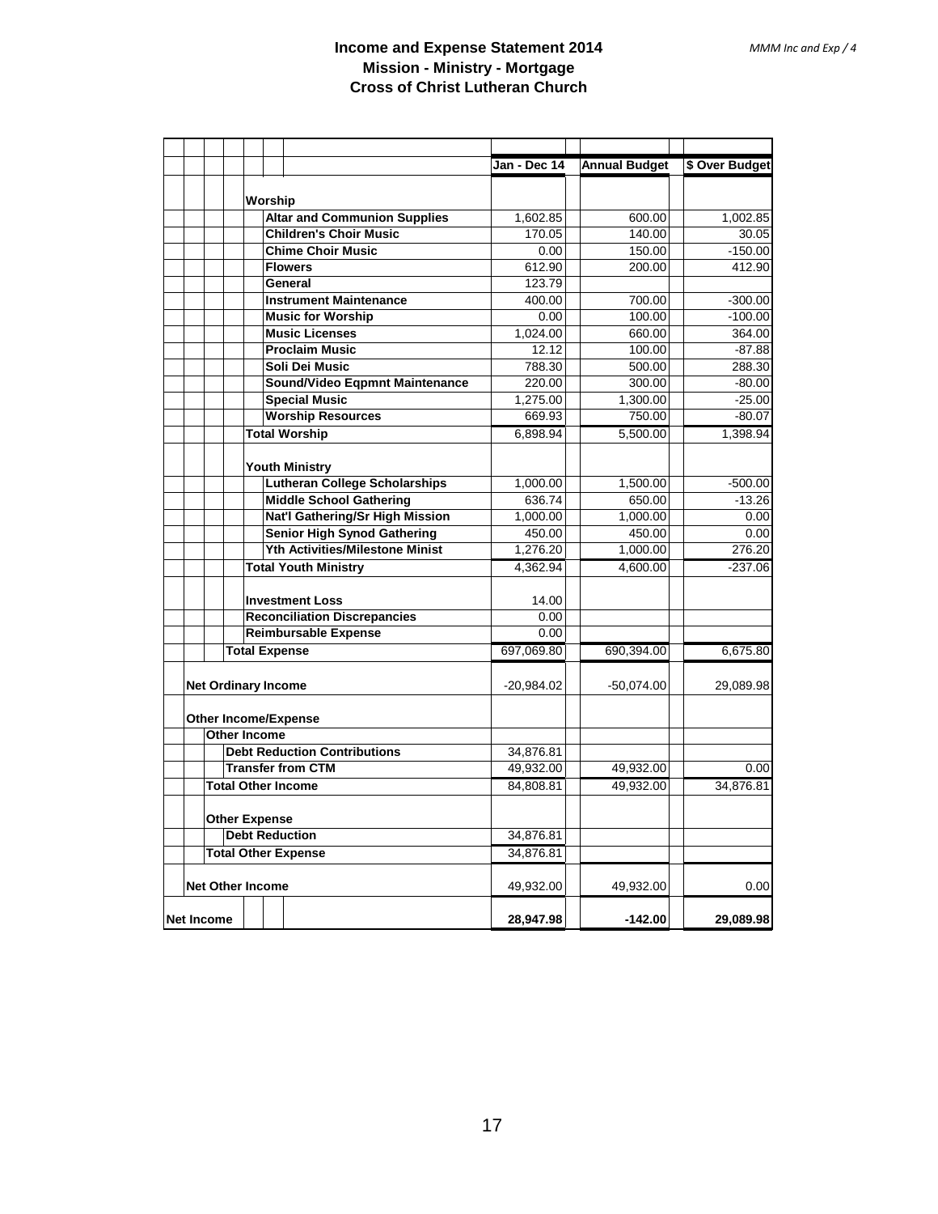# Income and Expense Statement 2014
## Mission - Ministry - Mortgage
## Cross of Christ Lutheran Church

| | Jan - Dec 14 | Annual Budget | $ Over Budget |
|---|---|---|---|
| **Worship** | | | |
| **Altar and Communion Supplies** | 1,602.85 | 600.00 | 1,002.85 |
| **Children's Choir Music** | 170.05 | 140.00 | 30.05 |
| **Chime Choir Music** | 0.00 | 150.00 | -150.00 |
| **Flowers** | 612.90 | 200.00 | 412.90 |
| **General** | 123.79 | | |
| **Instrument Maintenance** | 400.00 | 700.00 | -300.00 |
| **Music for Worship** | 0.00 | 100.00 | -100.00 |
| **Music Licenses** | 1,024.00 | 660.00 | 364.00 |
| **Proclaim Music** | 12.12 | 100.00 | -87.88 |
| **Soli Dei Music** | 788.30 | 500.00 | 288.30 |
| **Sound/Video Eqpmnt Maintenance** | 220.00 | 300.00 | -80.00 |
| **Special Music** | 1,275.00 | 1,300.00 | -25.00 |
| **Worship Resources** | 669.93 | 750.00 | -80.07 |
| **Total Worship** | 6,898.94 | 5,500.00 | 1,398.94 |
| **Youth Ministry** | | | |
| **Lutheran College Scholarships** | 1,000.00 | 1,500.00 | -500.00 |
| **Middle School Gathering** | 636.74 | 650.00 | -13.26 |
| **Nat'l Gathering/Sr High Mission** | 1,000.00 | 1,000.00 | 0.00 |
| **Senior High Synod Gathering** | 450.00 | 450.00 | 0.00 |
| **Yth Activities/Milestone Minist** | 1,276.20 | 1,000.00 | 276.20 |
| **Total Youth Ministry** | 4,362.94 | 4,600.00 | -237.06 |
| **Investment Loss** | 14.00 | | |
| **Reconciliation Discrepancies** | 0.00 | | |
| **Reimbursable Expense** | 0.00 | | |
| **Total Expense** | 697,069.80 | 690,394.00 | 6,675.80 |
| **Net Ordinary Income** | -20,984.02 | -50,074.00 | 29,089.98 |
| **Other Income/Expense** | | | |
| **Other Income** | | | |
| **Debt Reduction Contributions** | 34,876.81 | | |
| **Transfer from CTM** | 49,932.00 | 49,932.00 | 0.00 |
| **Total Other Income** | 84,808.81 | 49,932.00 | 34,876.81 |
| **Other Expense** | | | |
| **Debt Reduction** | 34,876.81 | | |
| **Total Other Expense** | 34,876.81 | | |
| **Net Other Income** | 49,932.00 | 49,932.00 | 0.00 |
| **Net Income** | **28,947.98** | **-142.00** | **29,089.98** |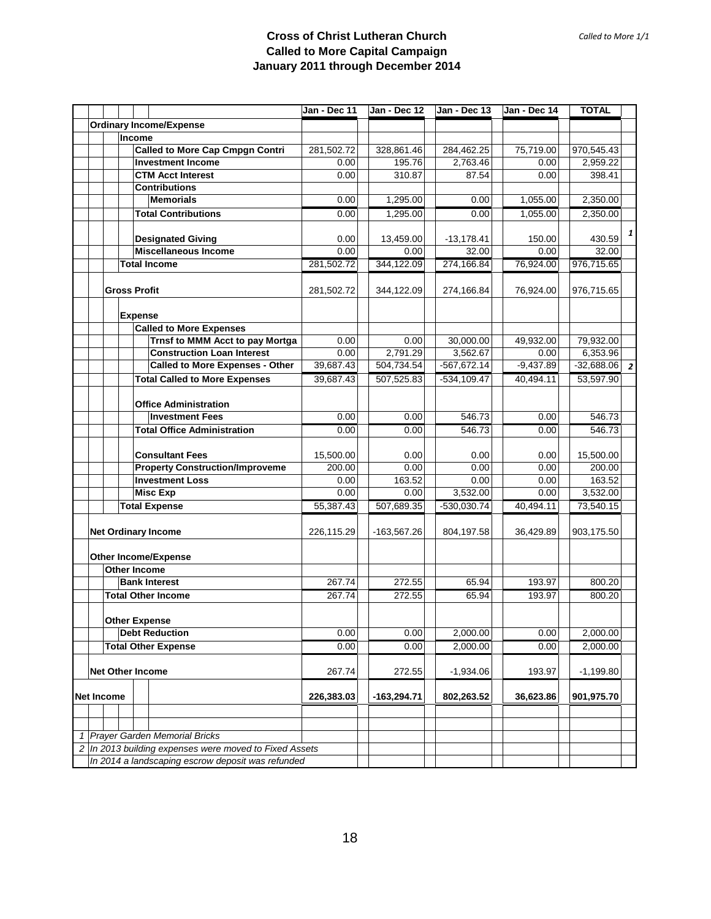# Cross of Christ Lutheran Church
## Called to More Capital Campaign
### January 2011 through December 2014

| | Jan - Dec 11 | Jan - Dec 12 | Jan - Dec 13 | Jan - Dec 14 | TOTAL | |
|---|---|---|---|---|---|---|
| **Ordinary Income/Expense** | | | | | | |
| **Income** | | | | | | |
| **Called to More Cap Cmpgn Contri** | 281,502.72 | 328,861.46 | 284,462.25 | 75,719.00 | 970,545.43 | |
| **Investment Income** | 0.00 | 195.76 | 2,763.46 | 0.00 | 2,959.22 | |
| **CTM Acct Interest** | 0.00 | 310.87 | 87.54 | 0.00 | 398.41 | |
| **Contributions** | | | | | | |
| **Memorials** | 0.00 | 1,295.00 | 0.00 | 1,055.00 | 2,350.00 | |
| **Total Contributions** | 0.00 | 1,295.00 | 0.00 | 1,055.00 | 2,350.00 | |
| **Designated Giving** | 0.00 | 13,459.00 | -13,178.41 | 150.00 | 430.59 | *1* |
| **Miscellaneous Income** | 0.00 | 0.00 | 32.00 | 0.00 | 32.00 | |
| **Total Income** | 281,502.72 | 344,122.09 | 274,166.84 | 76,924.00 | 976,715.65 | |
| **Gross Profit** | 281,502.72 | 344,122.09 | 274,166.84 | 76,924.00 | 976,715.65 | |
| **Expense** | | | | | | |
| **Called to More Expenses** | | | | | | |
| **Trnsf to MMM Acct to pay Mortga** | 0.00 | 0.00 | 30,000.00 | 49,932.00 | 79,932.00 | |
| **Construction Loan Interest** | 0.00 | 2,791.29 | 3,562.67 | 0.00 | 6,353.96 | |
| **Called to More Expenses - Other** | 39,687.43 | 504,734.54 | -567,672.14 | -9,437.89 | -32,688.06 | *2* |
| **Total Called to More Expenses** | 39,687.43 | 507,525.83 | -534,109.47 | 40,494.11 | 53,597.90 | |
| **Office Administration** | | | | | | |
| **Investment Fees** | 0.00 | 0.00 | 546.73 | 0.00 | 546.73 | |
| **Total Office Administration** | 0.00 | 0.00 | 546.73 | 0.00 | 546.73 | |
| **Consultant Fees** | 15,500.00 | 0.00 | 0.00 | 0.00 | 15,500.00 | |
| **Property Construction/Improveme** | 200.00 | 0.00 | 0.00 | 0.00 | 200.00 | |
| **Investment Loss** | 0.00 | 163.52 | 0.00 | 0.00 | 163.52 | |
| **Misc Exp** | 0.00 | 0.00 | 3,532.00 | 0.00 | 3,532.00 | |
| **Total Expense** | 55,387.43 | 507,689.35 | -530,030.74 | 40,494.11 | 73,540.15 | |
| **Net Ordinary Income** | 226,115.29 | -163,567.26 | 804,197.58 | 36,429.89 | 903,175.50 | |
| **Other Income/Expense** | | | | | | |
| **Other Income** | | | | | | |
| **Bank Interest** | 267.74 | 272.55 | 65.94 | 193.97 | 800.20 | |
| **Total Other Income** | 267.74 | 272.55 | 65.94 | 193.97 | 800.20 | |
| **Other Expense** | | | | | | |
| **Debt Reduction** | 0.00 | 0.00 | 2,000.00 | 0.00 | 2,000.00 | |
| **Total Other Expense** | 0.00 | 0.00 | 2,000.00 | 0.00 | 2,000.00 | |
| **Net Other Income** | 267.74 | 272.55 | -1,934.06 | 193.97 | -1,199.80 | |
| **Net Income** | **226,383.03** | **-163,294.71** | **802,263.52** | **36,623.86** | **901,975.70** | |

*1 Prayer Garden Memorial Bricks*

*2 In 2013 building expenses were moved to Fixed Assets*

*In 2014 a landscaping escrow deposit was refunded*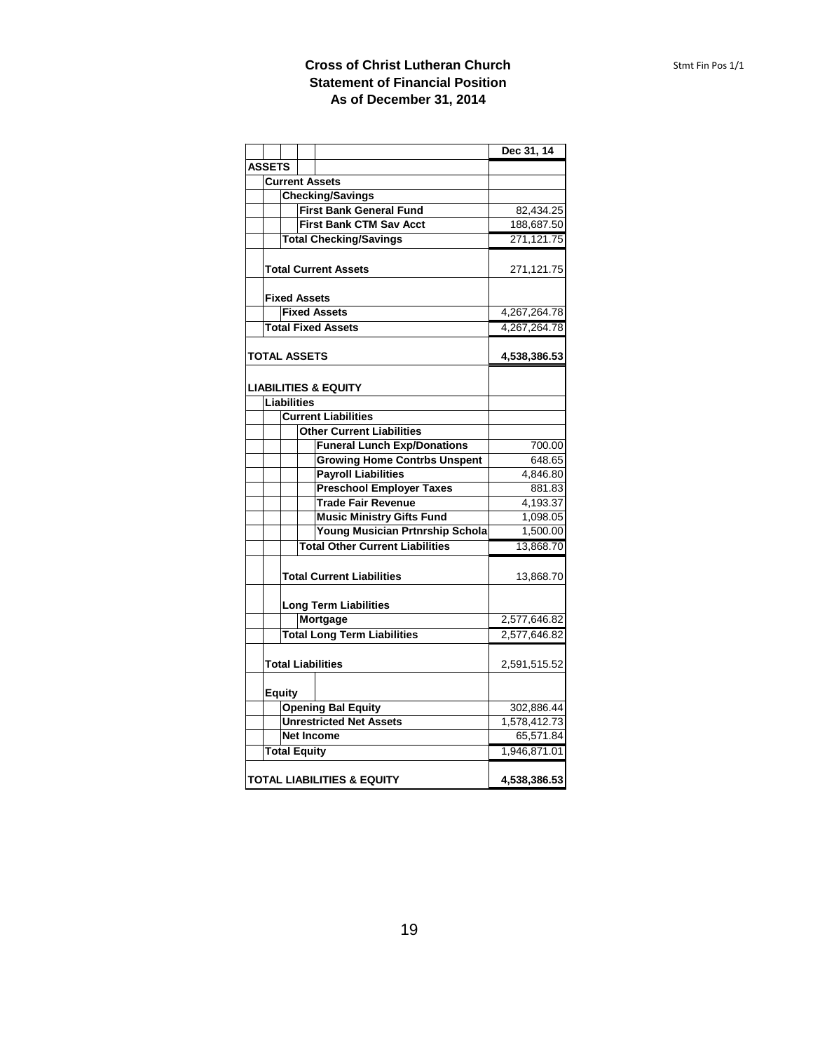# Cross of Christ Lutheran Church
## Statement of Financial Position
## As of December 31, 2014

| | Dec 31, 14 |
|---|---|
| **ASSETS** | |
| **Current Assets** | |
| **Checking/Savings** | |
| **First Bank General Fund** | 82,434.25 |
| **First Bank CTM Sav Acct** | 188,687.50 |
| **Total Checking/Savings** | 271,121.75 |
| **Total Current Assets** | 271,121.75 |
| **Fixed Assets** | |
| **Fixed Assets** | 4,267,264.78 |
| **Total Fixed Assets** | 4,267,264.78 |
| **TOTAL ASSETS** | **4,538,386.53** |
| **LIABILITIES & EQUITY** | |
| **Liabilities** | |
| **Current Liabilities** | |
| **Other Current Liabilities** | |
| **Funeral Lunch Exp/Donations** | 700.00 |
| **Growing Home Contrbs Unspent** | 648.65 |
| **Payroll Liabilities** | 4,846.80 |
| **Preschool Employer Taxes** | 881.83 |
| **Trade Fair Revenue** | 4,193.37 |
| **Music Ministry Gifts Fund** | 1,098.05 |
| **Young Musician Prtnrship Schola** | 1,500.00 |
| **Total Other Current Liabilities** | 13,868.70 |
| **Total Current Liabilities** | 13,868.70 |
| **Long Term Liabilities** | |
| **Mortgage** | 2,577,646.82 |
| **Total Long Term Liabilities** | 2,577,646.82 |
| **Total Liabilities** | 2,591,515.52 |
| **Equity** | |
| **Opening Bal Equity** | 302,886.44 |
| **Unrestricted Net Assets** | 1,578,412.73 |
| **Net Income** | 65,571.84 |
| **Total Equity** | 1,946,871.01 |
| **TOTAL LIABILITIES & EQUITY** | **4,538,386.53** |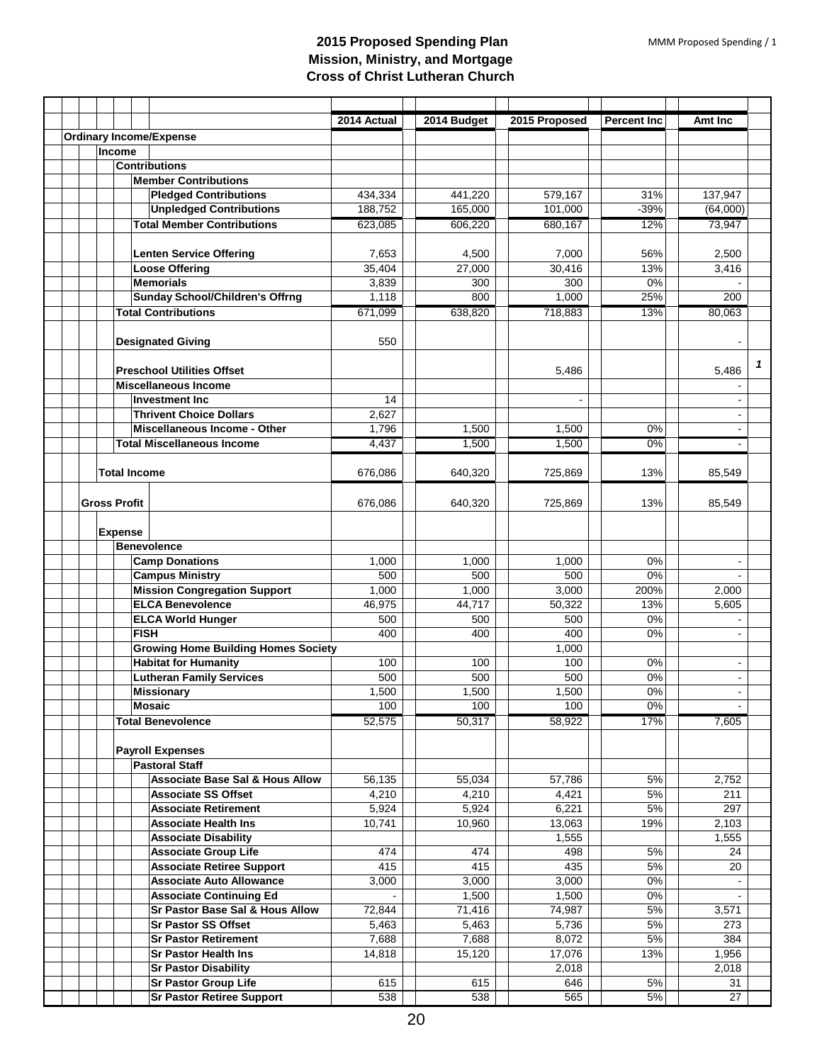## 2015 Proposed Spending Plan
## Mission, Ministry, and Mortgage
## Cross of Christ Lutheran Church

| | 2014 Actual | 2014 Budget | 2015 Proposed | Percent Inc | Amt Inc | |
|---|---|---|---|---|---|---|
| **Ordinary Income/Expense** | | | | | | |
| **Income** | | | | | | |
| **Contributions** | | | | | | |
| **Member Contributions** | | | | | | |
| **Pledged Contributions** | 434,334 | 441,220 | 579,167 | 31% | 137,947 | |
| **Unpledged Contributions** | 188,752 | 165,000 | 101,000 | -39% | (64,000) | |
| **Total Member Contributions** | 623,085 | 606,220 | 680,167 | 12% | 73,947 | |
| **Lenten Service Offering** | 7,653 | 4,500 | 7,000 | 56% | 2,500 | |
| **Loose Offering** | 35,404 | 27,000 | 30,416 | 13% | 3,416 | |
| **Memorials** | 3,839 | 300 | 300 | 0% | - | |
| **Sunday School/Children's Offrng** | 1,118 | 800 | 1,000 | 25% | 200 | |
| **Total Contributions** | 671,099 | 638,820 | 718,883 | 13% | 80,063 | |
| **Designated Giving** | 550 | | | | - | |
| **Preschool Utilities Offset** | | | 5,486 | | 5,486 | *1* |
| **Miscellaneous Income** | | | | | - | |
| **Investment Inc** | 14 | | - | | - | |
| **Thrivent Choice Dollars** | 2,627 | | | | - | |
| **Miscellaneous Income - Other** | 1,796 | 1,500 | 1,500 | 0% | - | |
| **Total Miscellaneous Income** | 4,437 | 1,500 | 1,500 | 0% | - | |
| **Total Income** | 676,086 | 640,320 | 725,869 | 13% | 85,549 | |
| **Gross Profit** | 676,086 | 640,320 | 725,869 | 13% | 85,549 | |
| **Expense** | | | | | | |
| **Benevolence** | | | | | | |
| **Camp Donations** | 1,000 | 1,000 | 1,000 | 0% | - | |
| **Campus Ministry** | 500 | 500 | 500 | 0% | - | |
| **Mission Congregation Support** | 1,000 | 1,000 | 3,000 | 200% | 2,000 | |
| **ELCA Benevolence** | 46,975 | 44,717 | 50,322 | 13% | 5,605 | |
| **ELCA World Hunger** | 500 | 500 | 500 | 0% | - | |
| **FISH** | 400 | 400 | 400 | 0% | - | |
| **Growing Home Building Homes Society** | | | 1,000 | | | |
| **Habitat for Humanity** | 100 | 100 | 100 | 0% | - | |
| **Lutheran Family Services** | 500 | 500 | 500 | 0% | - | |
| **Missionary** | 1,500 | 1,500 | 1,500 | 0% | - | |
| **Mosaic** | 100 | 100 | 100 | 0% | - | |
| **Total Benevolence** | 52,575 | 50,317 | 58,922 | 17% | 7,605 | |
| **Payroll Expenses** | | | | | | |
| **Pastoral Staff** | | | | | | |
| **Associate Base Sal & Hous Allow** | 56,135 | 55,034 | 57,786 | 5% | 2,752 | |
| **Associate SS Offset** | 4,210 | 4,210 | 4,421 | 5% | 211 | |
| **Associate Retirement** | 5,924 | 5,924 | 6,221 | 5% | 297 | |
| **Associate Health Ins** | 10,741 | 10,960 | 13,063 | 19% | 2,103 | |
| **Associate Disability** | | | 1,555 | | 1,555 | |
| **Associate Group Life** | 474 | 474 | 498 | 5% | 24 | |
| **Associate Retiree Support** | 415 | 415 | 435 | 5% | 20 | |
| **Associate Auto Allowance** | 3,000 | 3,000 | 3,000 | 0% | - | |
| **Associate Continuing Ed** | - | 1,500 | 1,500 | 0% | - | |
| **Sr Pastor Base Sal & Hous Allow** | 72,844 | 71,416 | 74,987 | 5% | 3,571 | |
| **Sr Pastor SS Offset** | 5,463 | 5,463 | 5,736 | 5% | 273 | |
| **Sr Pastor Retirement** | 7,688 | 7,688 | 8,072 | 5% | 384 | |
| **Sr Pastor Health Ins** | 14,818 | 15,120 | 17,076 | 13% | 1,956 | |
| **Sr Pastor Disability** | | | 2,018 | | 2,018 | |
| **Sr Pastor Group Life** | 615 | 615 | 646 | 5% | 31 | |
| **Sr Pastor Retiree Support** | 538 | 538 | 565 | 5% | 27 | |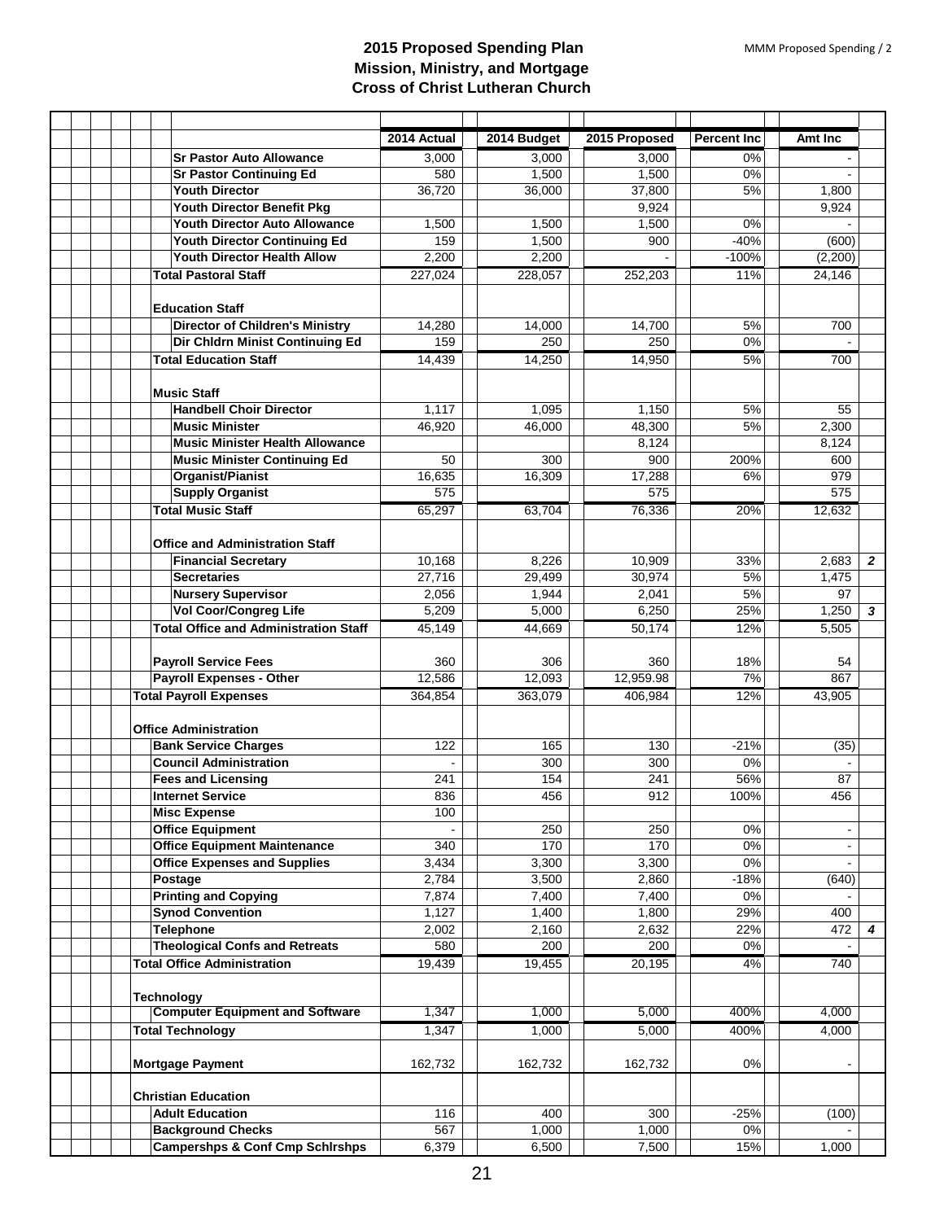# 2015 Proposed Spending Plan
## Mission, Ministry, and Mortgage
## Cross of Christ Lutheran Church

| | 2014 Actual | 2014 Budget | 2015 Proposed | Percent Inc | Amt Inc | |
|---|---|---|---|---|---|---|
| Sr Pastor Auto Allowance | 3,000 | 3,000 | 3,000 | 0% | - | |
| Sr Pastor Continuing Ed | 580 | 1,500 | 1,500 | 0% | - | |
| Youth Director | 36,720 | 36,000 | 37,800 | 5% | 1,800 | |
| Youth Director Benefit Pkg | | | 9,924 | | 9,924 | |
| Youth Director Auto Allowance | 1,500 | 1,500 | 1,500 | 0% | - | |
| Youth Director Continuing Ed | 159 | 1,500 | 900 | -40% | (600) | |
| Youth Director Health Allow | 2,200 | 2,200 | - | -100% | (2,200) | |
| **Total Pastoral Staff** | 227,024 | 228,057 | 252,203 | 11% | 24,146 | |
| **Education Staff** | | | | | | |
| Director of Children's Ministry | 14,280 | 14,000 | 14,700 | 5% | 700 | |
| Dir Chldrn Minist Continuing Ed | 159 | 250 | 250 | 0% | - | |
| **Total Education Staff** | 14,439 | 14,250 | 14,950 | 5% | 700 | |
| **Music Staff** | | | | | | |
| Handbell Choir Director | 1,117 | 1,095 | 1,150 | 5% | 55 | |
| Music Minister | 46,920 | 46,000 | 48,300 | 5% | 2,300 | |
| Music Minister Health Allowance | | | 8,124 | | 8,124 | |
| Music Minister Continuing Ed | 50 | 300 | 900 | 200% | 600 | |
| Organist/Pianist | 16,635 | 16,309 | 17,288 | 6% | 979 | |
| Supply Organist | 575 | | 575 | | 575 | |
| **Total Music Staff** | 65,297 | 63,704 | 76,336 | 20% | 12,632 | |
| **Office and Administration Staff** | | | | | | |
| Financial Secretary | 10,168 | 8,226 | 10,909 | 33% | 2,683 | *2* |
| Secretaries | 27,716 | 29,499 | 30,974 | 5% | 1,475 | |
| Nursery Supervisor | 2,056 | 1,944 | 2,041 | 5% | 97 | |
| Vol Coor/Congreg Life | 5,209 | 5,000 | 6,250 | 25% | 1,250 | *3* |
| **Total Office and Administration Staff** | 45,149 | 44,669 | 50,174 | 12% | 5,505 | |
| Payroll Service Fees | 360 | 306 | 360 | 18% | 54 | |
| Payroll Expenses - Other | 12,586 | 12,093 | 12,959.98 | 7% | 867 | |
| **Total Payroll Expenses** | 364,854 | 363,079 | 406,984 | 12% | 43,905 | |
| **Office Administration** | | | | | | |
| Bank Service Charges | 122 | 165 | 130 | -21% | (35) | |
| Council Administration | - | 300 | 300 | 0% | - | |
| Fees and Licensing | 241 | 154 | 241 | 56% | 87 | |
| Internet Service | 836 | 456 | 912 | 100% | 456 | |
| Misc Expense | 100 | | | | | |
| Office Equipment | - | 250 | 250 | 0% | - | |
| Office Equipment Maintenance | 340 | 170 | 170 | 0% | - | |
| Office Expenses and Supplies | 3,434 | 3,300 | 3,300 | 0% | - | |
| Postage | 2,784 | 3,500 | 2,860 | -18% | (640) | |
| Printing and Copying | 7,874 | 7,400 | 7,400 | 0% | - | |
| Synod Convention | 1,127 | 1,400 | 1,800 | 29% | 400 | |
| Telephone | 2,002 | 2,160 | 2,632 | 22% | 472 | *4* |
| Theological Confs and Retreats | 580 | 200 | 200 | 0% | - | |
| **Total Office Administration** | 19,439 | 19,455 | 20,195 | 4% | 740 | |
| **Technology** | | | | | | |
| Computer Equipment and Software | 1,347 | 1,000 | 5,000 | 400% | 4,000 | |
| **Total Technology** | 1,347 | 1,000 | 5,000 | 400% | 4,000 | |
| **Mortgage Payment** | 162,732 | 162,732 | 162,732 | 0% | - | |
| **Christian Education** | | | | | | |
| Adult Education | 116 | 400 | 300 | -25% | (100) | |
| Background Checks | 567 | 1,000 | 1,000 | 0% | - | |
| Campershps & Conf Cmp Schlrshps | 6,379 | 6,500 | 7,500 | 15% | 1,000 | |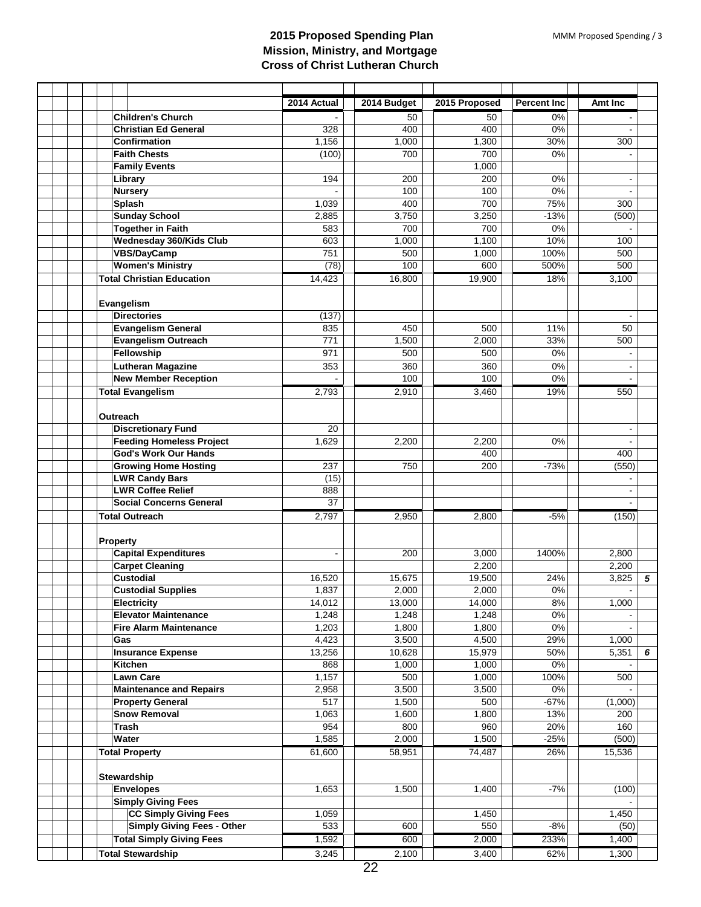# 2015 Proposed Spending Plan
## Mission, Ministry, and Mortgage
## Cross of Christ Lutheran Church

| | 2014 Actual | 2014 Budget | 2015 Proposed | Percent Inc | Amt Inc | |
|---|---|---|---|---|---|---|
| **Children's Church** | - | 50 | 50 | 0% | - | |
| **Christian Ed General** | 328 | 400 | 400 | 0% | - | |
| **Confirmation** | 1,156 | 1,000 | 1,300 | 30% | 300 | |
| **Faith Chests** | (100) | 700 | 700 | 0% | - | |
| **Family Events** | | | 1,000 | | | |
| **Library** | 194 | 200 | 200 | 0% | - | |
| **Nursery** | - | 100 | 100 | 0% | - | |
| **Splash** | 1,039 | 400 | 700 | 75% | 300 | |
| **Sunday School** | 2,885 | 3,750 | 3,250 | -13% | (500) | |
| **Together in Faith** | 583 | 700 | 700 | 0% | - | |
| **Wednesday 360/Kids Club** | 603 | 1,000 | 1,100 | 10% | 100 | |
| **VBS/DayCamp** | 751 | 500 | 1,000 | 100% | 500 | |
| **Women's Ministry** | (78) | 100 | 600 | 500% | 500 | |
| **Total Christian Education** | 14,423 | 16,800 | 19,900 | 18% | 3,100 | |
| | | | | | | |
| **Evangelism** | | | | | | |
| **Directories** | (137) | | | | - | |
| **Evangelism General** | 835 | 450 | 500 | 11% | 50 | |
| **Evangelism Outreach** | 771 | 1,500 | 2,000 | 33% | 500 | |
| **Fellowship** | 971 | 500 | 500 | 0% | - | |
| **Lutheran Magazine** | 353 | 360 | 360 | 0% | - | |
| **New Member Reception** | - | 100 | 100 | 0% | - | |
| **Total Evangelism** | 2,793 | 2,910 | 3,460 | 19% | 550 | |
| | | | | | | |
| **Outreach** | | | | | | |
| **Discretionary Fund** | 20 | | | | - | |
| **Feeding Homeless Project** | 1,629 | 2,200 | 2,200 | 0% | - | |
| **God's Work Our Hands** | | | 400 | | 400 | |
| **Growing Home Hosting** | 237 | 750 | 200 | -73% | (550) | |
| **LWR Candy Bars** | (15) | | | | - | |
| **LWR Coffee Relief** | 888 | | | | - | |
| **Social Concerns General** | 37 | | | | - | |
| **Total Outreach** | 2,797 | 2,950 | 2,800 | -5% | (150) | |
| | | | | | | |
| **Property** | | | | | | |
| **Capital Expenditures** | - | 200 | 3,000 | 1400% | 2,800 | |
| **Carpet Cleaning** | | | 2,200 | | 2,200 | |
| **Custodial** | 16,520 | 15,675 | 19,500 | 24% | 3,825 | *5* |
| **Custodial Supplies** | 1,837 | 2,000 | 2,000 | 0% | - | |
| **Electricity** | 14,012 | 13,000 | 14,000 | 8% | 1,000 | |
| **Elevator Maintenance** | 1,248 | 1,248 | 1,248 | 0% | - | |
| **Fire Alarm Maintenance** | 1,203 | 1,800 | 1,800 | 0% | - | |
| **Gas** | 4,423 | 3,500 | 4,500 | 29% | 1,000 | |
| **Insurance Expense** | 13,256 | 10,628 | 15,979 | 50% | 5,351 | *6* |
| **Kitchen** | 868 | 1,000 | 1,000 | 0% | - | |
| **Lawn Care** | 1,157 | 500 | 1,000 | 100% | 500 | |
| **Maintenance and Repairs** | 2,958 | 3,500 | 3,500 | 0% | - | |
| **Property General** | 517 | 1,500 | 500 | -67% | (1,000) | |
| **Snow Removal** | 1,063 | 1,600 | 1,800 | 13% | 200 | |
| **Trash** | 954 | 800 | 960 | 20% | 160 | |
| **Water** | 1,585 | 2,000 | 1,500 | -25% | (500) | |
| **Total Property** | 61,600 | 58,951 | 74,487 | 26% | 15,536 | |
| | | | | | | |
| **Stewardship** | | | | | | |
| **Envelopes** | 1,653 | 1,500 | 1,400 | -7% | (100) | |
| **Simply Giving Fees** | | | | | - | |
| **CC Simply Giving Fees** | 1,059 | | 1,450 | | 1,450 | |
| **Simply Giving Fees - Other** | 533 | 600 | 550 | -8% | (50) | |
| **Total Simply Giving Fees** | 1,592 | 600 | 2,000 | 233% | 1,400 | |
| **Total Stewardship** | 3,245 | 2,100 | 3,400 | 62% | 1,300 | |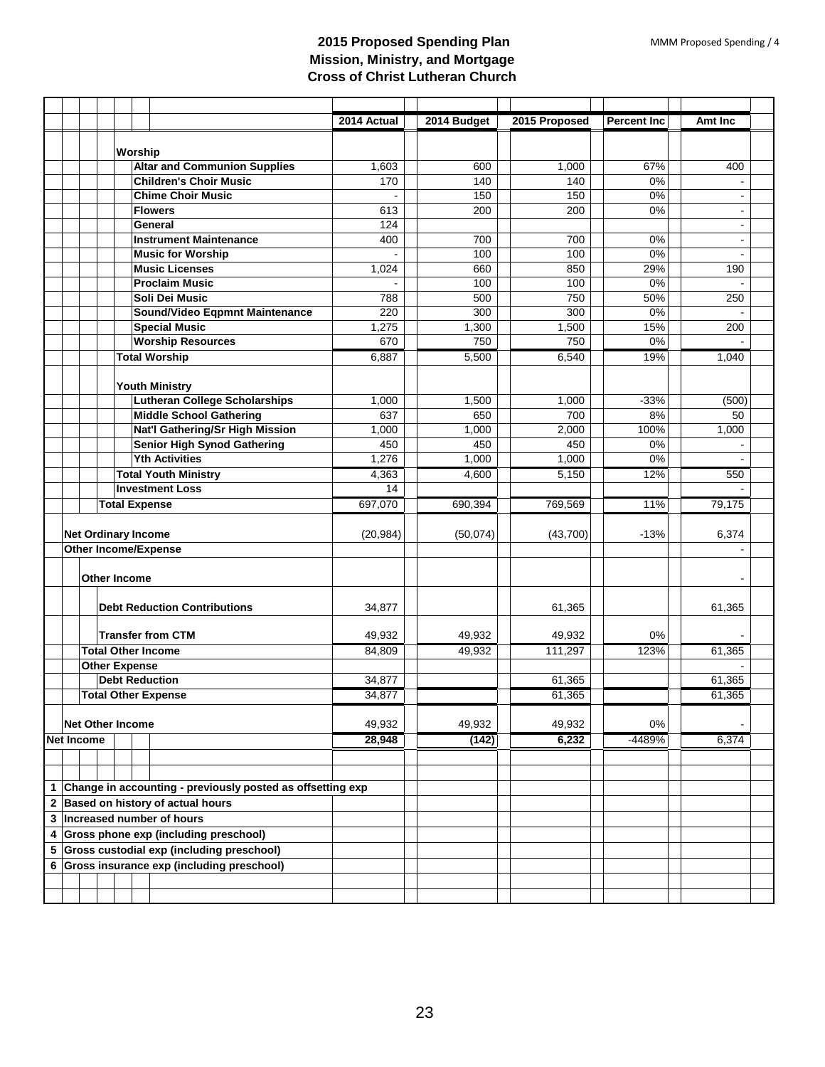# 2015 Proposed Spending Plan
## Mission, Ministry, and Mortgage
## Cross of Christ Lutheran Church

| | 2014 Actual | 2014 Budget | 2015 Proposed | Percent Inc | Amt Inc |
|---|---|---|---|---|---|
| **Worship** | | | | | |
| **Altar and Communion Supplies** | 1,603 | 600 | 1,000 | 67% | 400 |
| **Children's Choir Music** | 170 | 140 | 140 | 0% | - |
| **Chime Choir Music** | - | 150 | 150 | 0% | - |
| **Flowers** | 613 | 200 | 200 | 0% | - |
| **General** | 124 | | | | - |
| **Instrument Maintenance** | 400 | 700 | 700 | 0% | - |
| **Music for Worship** | - | 100 | 100 | 0% | - |
| **Music Licenses** | 1,024 | 660 | 850 | 29% | 190 |
| **Proclaim Music** | - | 100 | 100 | 0% | - |
| **Soli Dei Music** | 788 | 500 | 750 | 50% | 250 |
| **Sound/Video Eqpmnt Maintenance** | 220 | 300 | 300 | 0% | - |
| **Special Music** | 1,275 | 1,300 | 1,500 | 15% | 200 |
| **Worship Resources** | 670 | 750 | 750 | 0% | - |
| **Total Worship** | 6,887 | 5,500 | 6,540 | 19% | 1,040 |
| **Youth Ministry** | | | | | |
| **Lutheran College Scholarships** | 1,000 | 1,500 | 1,000 | -33% | (500) |
| **Middle School Gathering** | 637 | 650 | 700 | 8% | 50 |
| **Nat'l Gathering/Sr High Mission** | 1,000 | 1,000 | 2,000 | 100% | 1,000 |
| **Senior High Synod Gathering** | 450 | 450 | 450 | 0% | - |
| **Yth Activities** | 1,276 | 1,000 | 1,000 | 0% | - |
| **Total Youth Ministry** | 4,363 | 4,600 | 5,150 | 12% | 550 |
| **Investment Loss** | 14 | | | | - |
| **Total Expense** | 697,070 | 690,394 | 769,569 | 11% | 79,175 |
| **Net Ordinary Income** | (20,984) | (50,074) | (43,700) | -13% | 6,374 |
| **Other Income/Expense** | | | | | - |
| **Other Income** | | | | | - |
| **Debt Reduction Contributions** | 34,877 | | 61,365 | | 61,365 |
| **Transfer from CTM** | 49,932 | 49,932 | 49,932 | 0% | - |
| **Total Other Income** | 84,809 | 49,932 | 111,297 | 123% | 61,365 |
| **Other Expense** | | | | | - |
| **Debt Reduction** | 34,877 | | 61,365 | | 61,365 |
| **Total Other Expense** | 34,877 | | 61,365 | | 61,365 |
| **Net Other Income** | 49,932 | 49,932 | 49,932 | 0% | - |
| **Net Income** | **28,948** | **(142)** | **6,232** | -4489% | 6,374 |

1. **Change in accounting - previously posted as offsetting exp**
2. **Based on history of actual hours**
3. **Increased number of hours**
4. **Gross phone exp (including preschool)**
5. **Gross custodial exp (including preschool)**
6. **Gross insurance exp (including preschool)**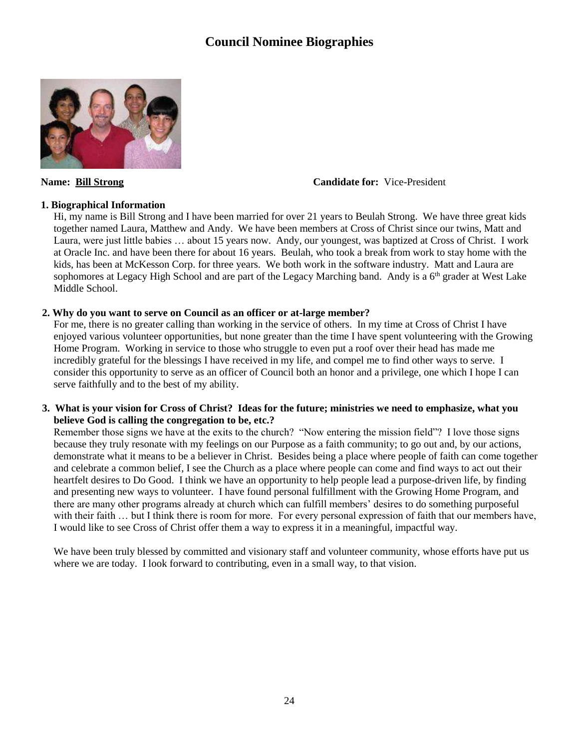# Council Nominee Biographies

**Name: Bill Strong** **Candidate for:** Vice-President

**1. Biographical Information**

Hi, my name is Bill Strong and I have been married for over 21 years to Beulah Strong. We have three great kids together named Laura, Matthew and Andy. We have been members at Cross of Christ since our twins, Matt and Laura, were just little babies … about 15 years now. Andy, our youngest, was baptized at Cross of Christ. I work at Oracle Inc. and have been there for about 16 years. Beulah, who took a break from work to stay home with the kids, has been at McKesson Corp. for three years. We both work in the software industry. Matt and Laura are sophomores at Legacy High School and are part of the Legacy Marching band. Andy is a 6th grader at West Lake Middle School.

**2. Why do you want to serve on Council as an officer or at-large member?**

For me, there is no greater calling than working in the service of others. In my time at Cross of Christ I have enjoyed various volunteer opportunities, but none greater than the time I have spent volunteering with the Growing Home Program. Working in service to those who struggle to even put a roof over their head has made me incredibly grateful for the blessings I have received in my life, and compel me to find other ways to serve. I consider this opportunity to serve as an officer of Council both an honor and a privilege, one which I hope I can serve faithfully and to the best of my ability.

**3. What is your vision for Cross of Christ? Ideas for the future; ministries we need to emphasize, what you believe God is calling the congregation to be, etc.?**

Remember those signs we have at the exits to the church? "Now entering the mission field"? I love those signs because they truly resonate with my feelings on our Purpose as a faith community; to go out and, by our actions, demonstrate what it means to be a believer in Christ. Besides being a place where people of faith can come together and celebrate a common belief, I see the Church as a place where people can come and find ways to act out their heartfelt desires to Do Good. I think we have an opportunity to help people lead a purpose-driven life, by finding and presenting new ways to volunteer. I have found personal fulfillment with the Growing Home Program, and there are many other programs already at church which can fulfill members' desires to do something purposeful with their faith … but I think there is room for more. For every personal expression of faith that our members have, I would like to see Cross of Christ offer them a way to express it in a meaningful, impactful way.

We have been truly blessed by committed and visionary staff and volunteer community, whose efforts have put us where we are today. I look forward to contributing, even in a small way, to that vision.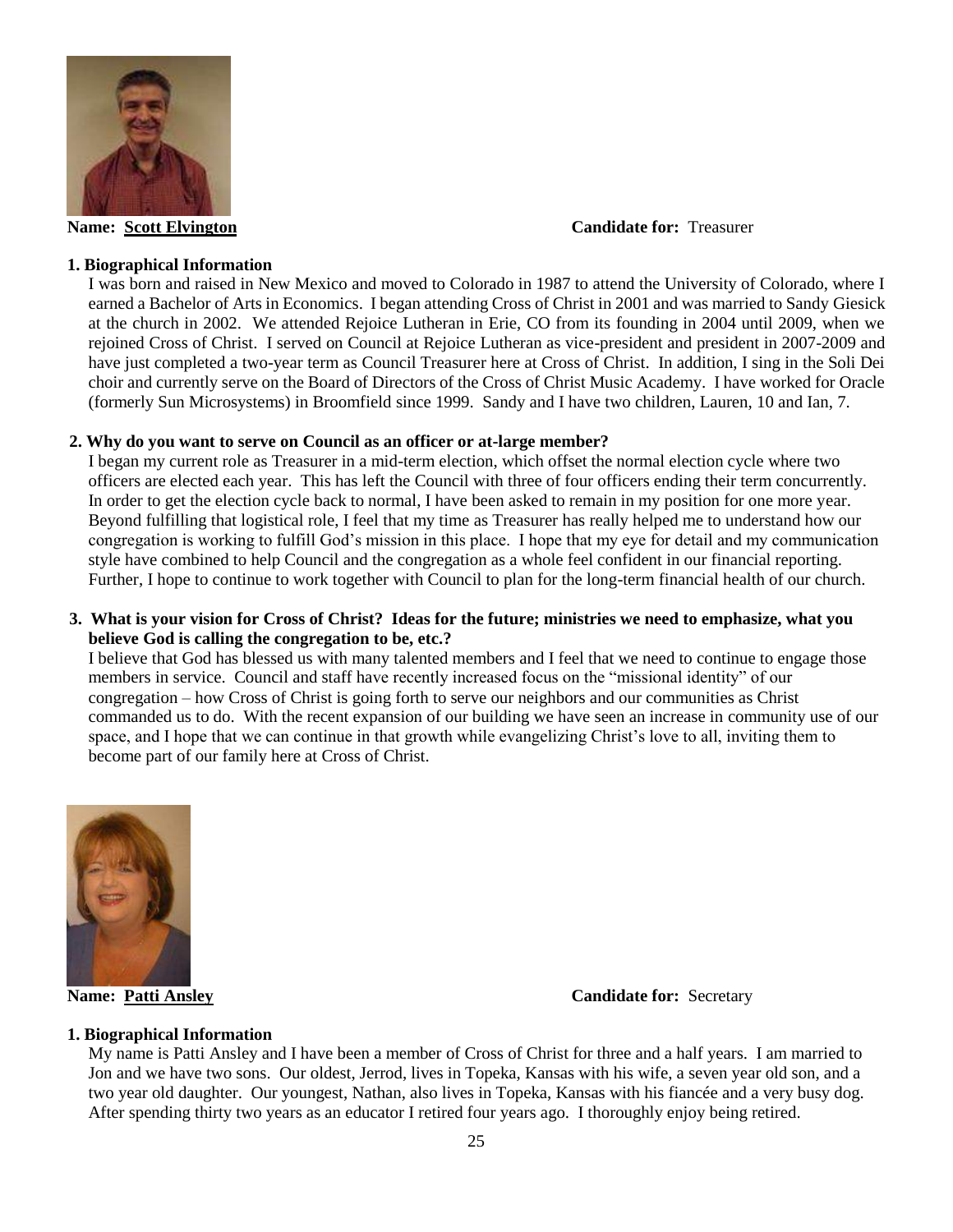**Name: Scott Elvington** **Candidate for:** Treasurer

**1. Biographical Information**

I was born and raised in New Mexico and moved to Colorado in 1987 to attend the University of Colorado, where I earned a Bachelor of Arts in Economics. I began attending Cross of Christ in 2001 and was married to Sandy Giesick at the church in 2002. We attended Rejoice Lutheran in Erie, CO from its founding in 2004 until 2009, when we rejoined Cross of Christ. I served on Council at Rejoice Lutheran as vice-president and president in 2007-2009 and have just completed a two-year term as Council Treasurer here at Cross of Christ. In addition, I sing in the Soli Dei choir and currently serve on the Board of Directors of the Cross of Christ Music Academy. I have worked for Oracle (formerly Sun Microsystems) in Broomfield since 1999. Sandy and I have two children, Lauren, 10 and Ian, 7.

**2. Why do you want to serve on Council as an officer or at-large member?**

I began my current role as Treasurer in a mid-term election, which offset the normal election cycle where two officers are elected each year. This has left the Council with three of four officers ending their term concurrently. In order to get the election cycle back to normal, I have been asked to remain in my position for one more year. Beyond fulfilling that logistical role, I feel that my time as Treasurer has really helped me to understand how our congregation is working to fulfill God's mission in this place. I hope that my eye for detail and my communication style have combined to help Council and the congregation as a whole feel confident in our financial reporting. Further, I hope to continue to work together with Council to plan for the long-term financial health of our church.

**3. What is your vision for Cross of Christ? Ideas for the future; ministries we need to emphasize, what you believe God is calling the congregation to be, etc.?**

I believe that God has blessed us with many talented members and I feel that we need to continue to engage those members in service. Council and staff have recently increased focus on the "missional identity" of our congregation – how Cross of Christ is going forth to serve our neighbors and our communities as Christ commanded us to do. With the recent expansion of our building we have seen an increase in community use of our space, and I hope that we can continue in that growth while evangelizing Christ's love to all, inviting them to become part of our family here at Cross of Christ.

**Name: Patti Ansley** **Candidate for:** Secretary

**1. Biographical Information**

My name is Patti Ansley and I have been a member of Cross of Christ for three and a half years. I am married to Jon and we have two sons. Our oldest, Jerrod, lives in Topeka, Kansas with his wife, a seven year old son, and a two year old daughter. Our youngest, Nathan, also lives in Topeka, Kansas with his fiancée and a very busy dog. After spending thirty two years as an educator I retired four years ago. I thoroughly enjoy being retired.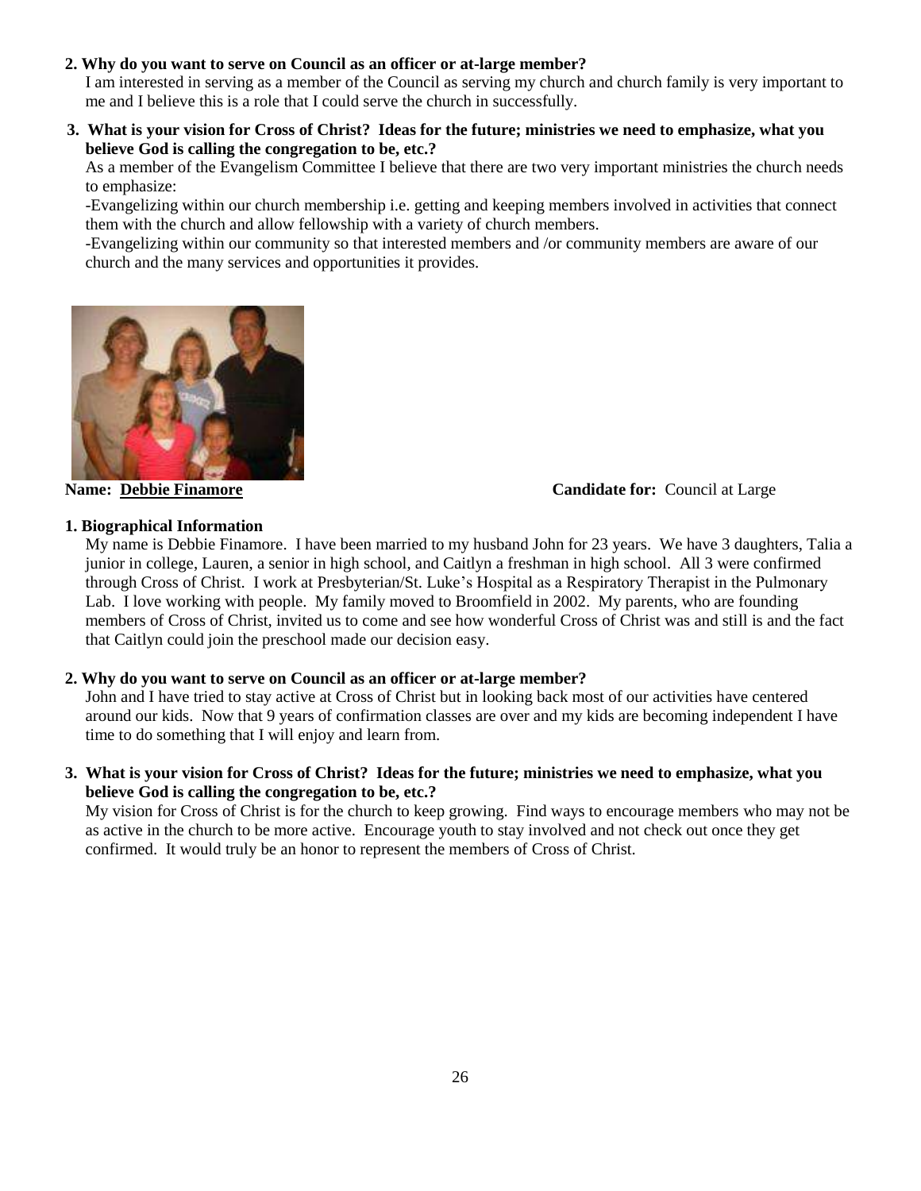**2. Why do you want to serve on Council as an officer or at-large member?**

I am interested in serving as a member of the Council as serving my church and church family is very important to me and I believe this is a role that I could serve the church in successfully.

**3. What is your vision for Cross of Christ? Ideas for the future; ministries we need to emphasize, what you believe God is calling the congregation to be, etc.?**

As a member of the Evangelism Committee I believe that there are two very important ministries the church needs to emphasize:

-Evangelizing within our church membership i.e. getting and keeping members involved in activities that connect them with the church and allow fellowship with a variety of church members.

-Evangelizing within our community so that interested members and /or community members are aware of our church and the many services and opportunities it provides.

**Name: Debbie Finamore** **Candidate for:** Council at Large

**1. Biographical Information**

My name is Debbie Finamore. I have been married to my husband John for 23 years. We have 3 daughters, Talia a junior in college, Lauren, a senior in high school, and Caitlyn a freshman in high school. All 3 were confirmed through Cross of Christ. I work at Presbyterian/St. Luke's Hospital as a Respiratory Therapist in the Pulmonary Lab. I love working with people. My family moved to Broomfield in 2002. My parents, who are founding members of Cross of Christ, invited us to come and see how wonderful Cross of Christ was and still is and the fact that Caitlyn could join the preschool made our decision easy.

**2. Why do you want to serve on Council as an officer or at-large member?**

John and I have tried to stay active at Cross of Christ but in looking back most of our activities have centered around our kids. Now that 9 years of confirmation classes are over and my kids are becoming independent I have time to do something that I will enjoy and learn from.

**3. What is your vision for Cross of Christ? Ideas for the future; ministries we need to emphasize, what you believe God is calling the congregation to be, etc.?**

My vision for Cross of Christ is for the church to keep growing. Find ways to encourage members who may not be as active in the church to be more active. Encourage youth to stay involved and not check out once they get confirmed. It would truly be an honor to represent the members of Cross of Christ.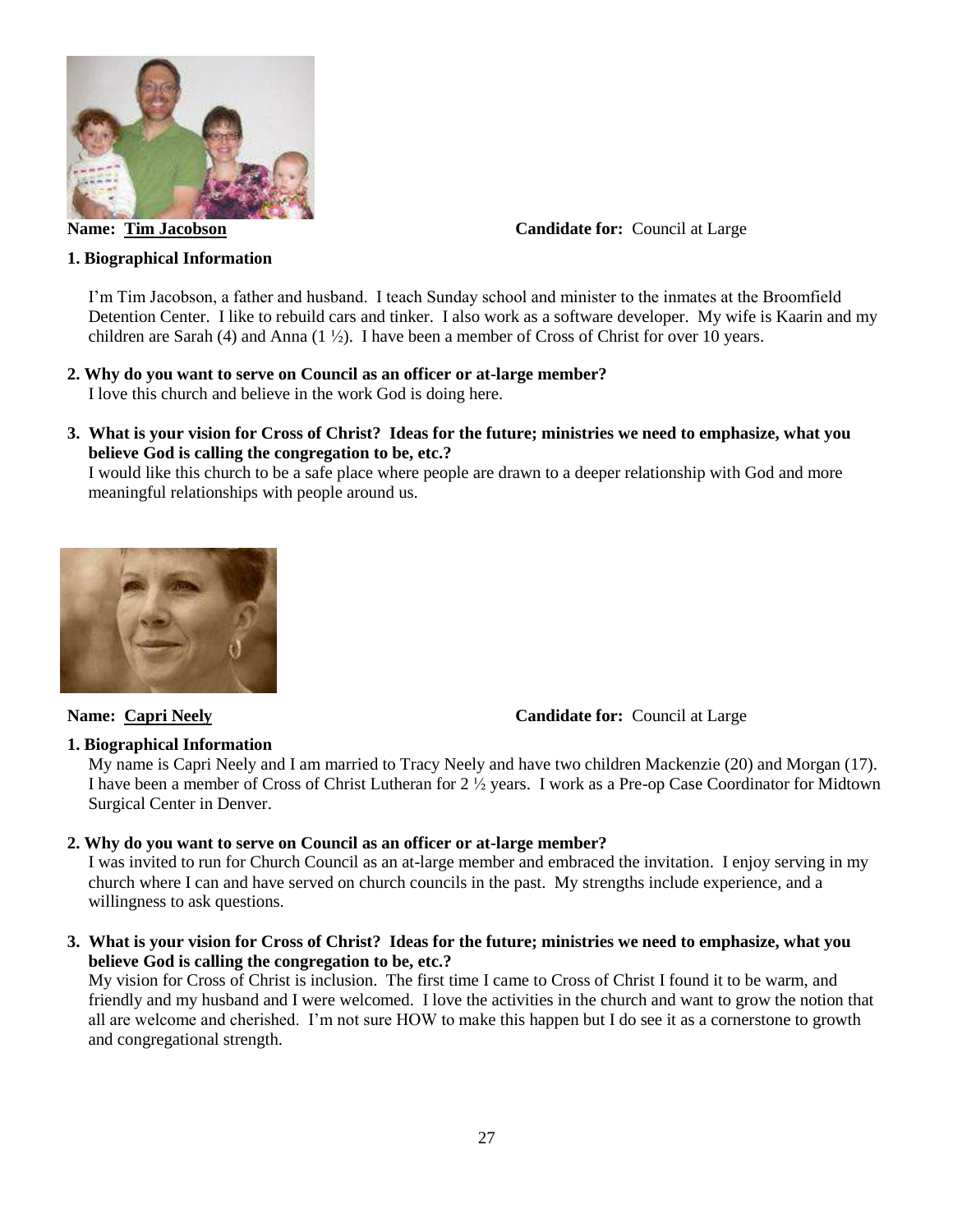**Name: Tim Jacobson** **Candidate for:** Council at Large

**1. Biographical Information**

I'm Tim Jacobson, a father and husband. I teach Sunday school and minister to the inmates at the Broomfield Detention Center. I like to rebuild cars and tinker. I also work as a software developer. My wife is Kaarin and my children are Sarah (4) and Anna (1 ½). I have been a member of Cross of Christ for over 10 years.

**2. Why do you want to serve on Council as an officer or at-large member?**

I love this church and believe in the work God is doing here.

**3. What is your vision for Cross of Christ? Ideas for the future; ministries we need to emphasize, what you believe God is calling the congregation to be, etc.?**

I would like this church to be a safe place where people are drawn to a deeper relationship with God and more meaningful relationships with people around us.

**Name: Capri Neely** **Candidate for:** Council at Large

**1. Biographical Information**

My name is Capri Neely and I am married to Tracy Neely and have two children Mackenzie (20) and Morgan (17). I have been a member of Cross of Christ Lutheran for 2 ½ years. I work as a Pre-op Case Coordinator for Midtown Surgical Center in Denver.

**2. Why do you want to serve on Council as an officer or at-large member?**

I was invited to run for Church Council as an at-large member and embraced the invitation. I enjoy serving in my church where I can and have served on church councils in the past. My strengths include experience, and a willingness to ask questions.

**3. What is your vision for Cross of Christ? Ideas for the future; ministries we need to emphasize, what you believe God is calling the congregation to be, etc.?**

My vision for Cross of Christ is inclusion. The first time I came to Cross of Christ I found it to be warm, and friendly and my husband and I were welcomed. I love the activities in the church and want to grow the notion that all are welcome and cherished. I'm not sure HOW to make this happen but I do see it as a cornerstone to growth and congregational strength.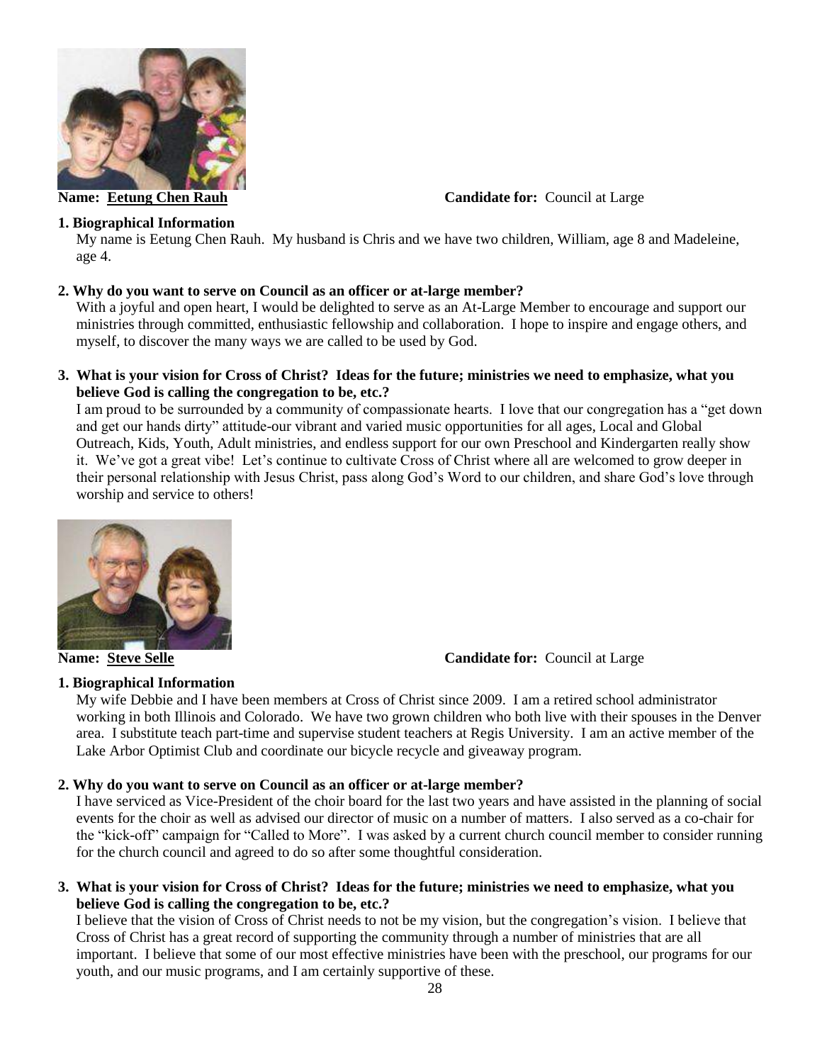**Name: Eetung Chen Rauh** **Candidate for:** Council at Large

**1. Biographical Information**

My name is Eetung Chen Rauh. My husband is Chris and we have two children, William, age 8 and Madeleine, age 4.

**2. Why do you want to serve on Council as an officer or at-large member?**

With a joyful and open heart, I would be delighted to serve as an At-Large Member to encourage and support our ministries through committed, enthusiastic fellowship and collaboration. I hope to inspire and engage others, and myself, to discover the many ways we are called to be used by God.

**3. What is your vision for Cross of Christ? Ideas for the future; ministries we need to emphasize, what you believe God is calling the congregation to be, etc.?**

I am proud to be surrounded by a community of compassionate hearts. I love that our congregation has a "get down and get our hands dirty" attitude-our vibrant and varied music opportunities for all ages, Local and Global Outreach, Kids, Youth, Adult ministries, and endless support for our own Preschool and Kindergarten really show it. We've got a great vibe! Let's continue to cultivate Cross of Christ where all are welcomed to grow deeper in their personal relationship with Jesus Christ, pass along God's Word to our children, and share God's love through worship and service to others!

**Name: Steve Selle** **Candidate for:** Council at Large

**1. Biographical Information**

My wife Debbie and I have been members at Cross of Christ since 2009. I am a retired school administrator working in both Illinois and Colorado. We have two grown children who both live with their spouses in the Denver area. I substitute teach part-time and supervise student teachers at Regis University. I am an active member of the Lake Arbor Optimist Club and coordinate our bicycle recycle and giveaway program.

**2. Why do you want to serve on Council as an officer or at-large member?**

I have serviced as Vice-President of the choir board for the last two years and have assisted in the planning of social events for the choir as well as advised our director of music on a number of matters. I also served as a co-chair for the "kick-off" campaign for "Called to More". I was asked by a current church council member to consider running for the church council and agreed to do so after some thoughtful consideration.

**3. What is your vision for Cross of Christ? Ideas for the future; ministries we need to emphasize, what you believe God is calling the congregation to be, etc.?**

I believe that the vision of Cross of Christ needs to not be my vision, but the congregation's vision. I believe that Cross of Christ has a great record of supporting the community through a number of ministries that are all important. I believe that some of our most effective ministries have been with the preschool, our programs for our youth, and our music programs, and I am certainly supportive of these.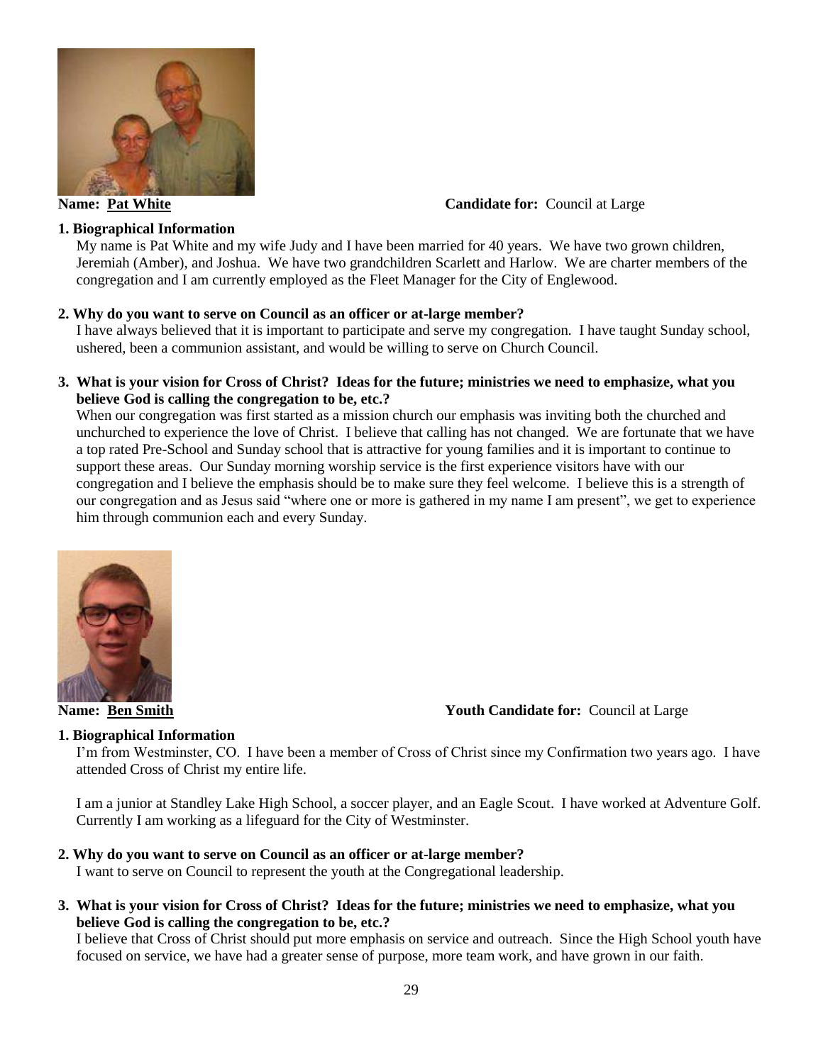**Name: Pat White** **Candidate for:** Council at Large

**1. Biographical Information**

My name is Pat White and my wife Judy and I have been married for 40 years. We have two grown children, Jeremiah (Amber), and Joshua. We have two grandchildren Scarlett and Harlow. We are charter members of the congregation and I am currently employed as the Fleet Manager for the City of Englewood.

**2. Why do you want to serve on Council as an officer or at-large member?**

I have always believed that it is important to participate and serve my congregation. I have taught Sunday school, ushered, been a communion assistant, and would be willing to serve on Church Council.

**3. What is your vision for Cross of Christ? Ideas for the future; ministries we need to emphasize, what you believe God is calling the congregation to be, etc.?**

When our congregation was first started as a mission church our emphasis was inviting both the churched and unchurched to experience the love of Christ. I believe that calling has not changed. We are fortunate that we have a top rated Pre-School and Sunday school that is attractive for young families and it is important to continue to support these areas. Our Sunday morning worship service is the first experience visitors have with our congregation and I believe the emphasis should be to make sure they feel welcome. I believe this is a strength of our congregation and as Jesus said "where one or more is gathered in my name I am present", we get to experience him through communion each and every Sunday.

**Name: Ben Smith** **Youth Candidate for:** Council at Large

**1. Biographical Information**

I'm from Westminster, CO. I have been a member of Cross of Christ since my Confirmation two years ago. I have attended Cross of Christ my entire life.

I am a junior at Standley Lake High School, a soccer player, and an Eagle Scout. I have worked at Adventure Golf. Currently I am working as a lifeguard for the City of Westminster.

**2. Why do you want to serve on Council as an officer or at-large member?**

I want to serve on Council to represent the youth at the Congregational leadership.

**3. What is your vision for Cross of Christ? Ideas for the future; ministries we need to emphasize, what you believe God is calling the congregation to be, etc.?**

I believe that Cross of Christ should put more emphasis on service and outreach. Since the High School youth have focused on service, we have had a greater sense of purpose, more team work, and have grown in our faith.